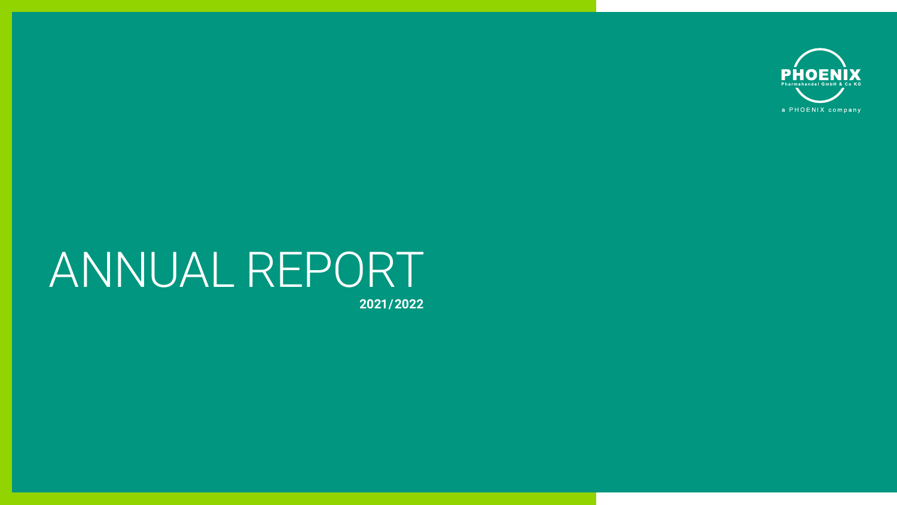PHOENIX
Pharmahandel GmbH & Co KG

a PHOENIX company

# ANNUAL REPORT

**2021/2022**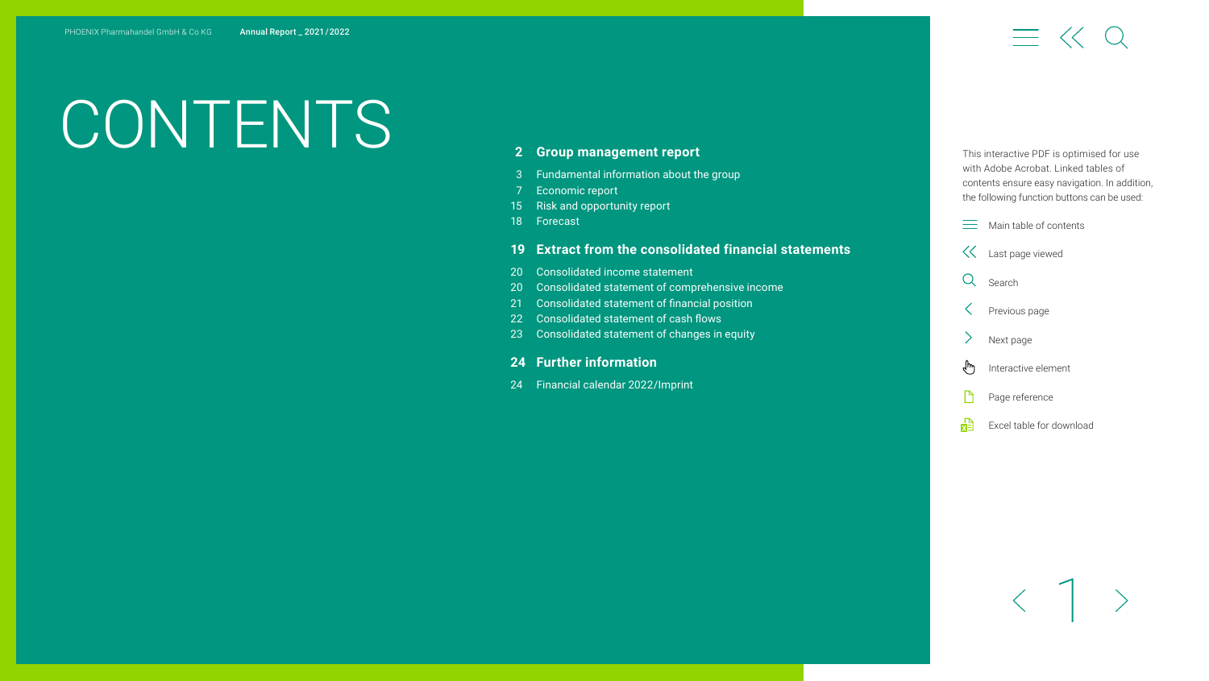# CONTENTS

**2 Group management report**

- 3 Fundamental information about the group
- 7 Economic report
- 15 Risk and opportunity report
- 18 Forecast

**19 Extract from the consolidated financial statements**

- 20 Consolidated income statement
- 20 Consolidated statement of comprehensive income
- 21 Consolidated statement of financial position
- 22 Consolidated statement of cash flows
- 23 Consolidated statement of changes in equity

**24 Further information**

- 24 Financial calendar 2022/Imprint

This interactive PDF is optimised for use with Adobe Acrobat. Linked tables of contents ensure easy navigation. In addition, the following function buttons can be used:

- Main table of contents
- Last page viewed
- Search
- Previous page
- Next page
- Interactive element
- Page reference
- Excel table for download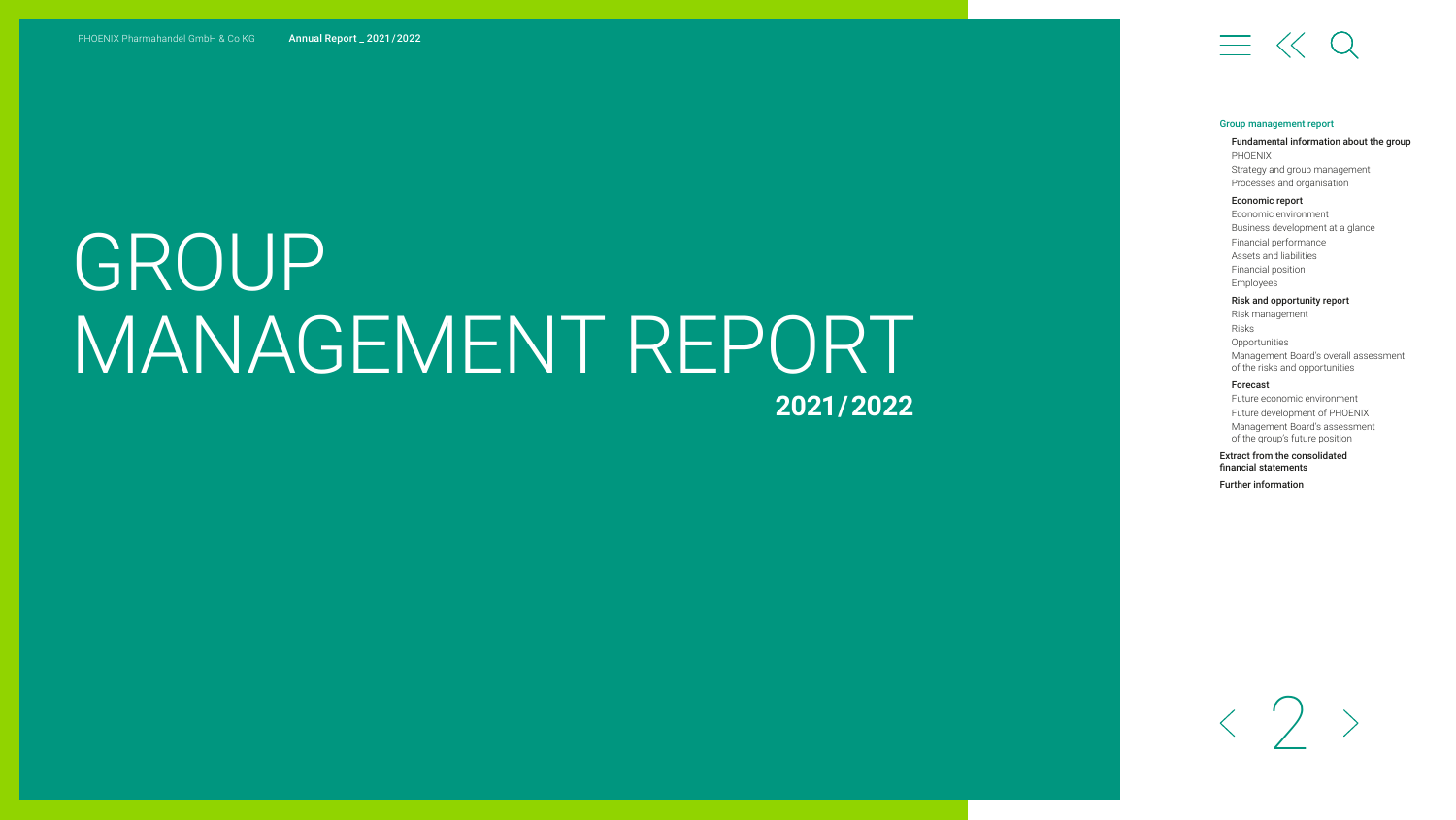# GROUP MANAGEMENT REPORT

**2021/2022**

Group management report

- **Fundamental information about the group**
  - PHOENIX
  - Strategy and group management
  - Processes and organisation
- **Economic report**
  - Economic environment
  - Business development at a glance
  - Financial performance
  - Assets and liabilities
  - Financial position
  - Employees
- **Risk and opportunity report**
  - Risk management
  - Risks
  - Opportunities
  - Management Board's overall assessment of the risks and opportunities
- **Forecast**
  - Future economic environment
  - Future development of PHOENIX
  - Management Board's assessment of the group's future position

**Extract from the consolidated financial statements**

**Further information**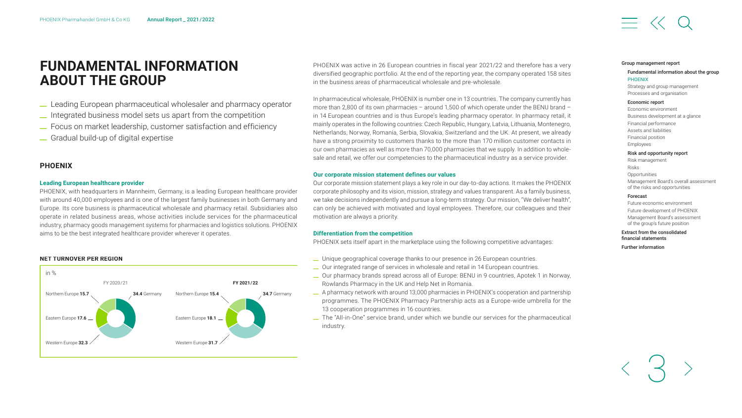# FUNDAMENTAL INFORMATION ABOUT THE GROUP

- Leading European pharmaceutical wholesaler and pharmacy operator
- Integrated business model sets us apart from the competition
- Focus on market leadership, customer satisfaction and efficiency
- Gradual build-up of digital expertise

## PHOENIX

### Leading European healthcare provider

PHOENIX, with headquarters in Mannheim, Germany, is a leading European healthcare provider with around 40,000 employees and is one of the largest family businesses in both Germany and Europe. Its core business is pharmaceutical wholesale and pharmacy retail. Subsidiaries also operate in related business areas, whose activities include services for the pharmaceutical industry, pharmacy goods management systems for pharmacies and logistics solutions. PHOENIX aims to be the best integrated healthcare provider wherever it operates.

**NET TURNOVER PER REGION**

in %

| Region | FY 2020/21 | FY 2021/22 |
| --- | --- | --- |
| Germany | 34.4 | 34.7 |
| Western Europe | 32.3 | 31.7 |
| Eastern Europe | 17.6 | 18.1 |
| Northern Europe | 15.7 | 15.4 |

PHOENIX was active in 26 European countries in fiscal year 2021/22 and therefore has a very diversified geographic portfolio. At the end of the reporting year, the company operated 158 sites in the business areas of pharmaceutical wholesale and pre-wholesale.

In pharmaceutical wholesale, PHOENIX is number one in 13 countries. The company currently has more than 2,800 of its own pharmacies – around 1,500 of which operate under the BENU brand – in 14 European countries and is thus Europe's leading pharmacy operator. In pharmacy retail, it mainly operates in the following countries: Czech Republic, Hungary, Latvia, Lithuania, Montenegro, Netherlands, Norway, Romania, Serbia, Slovakia, Switzerland and the UK. At present, we already have a strong proximity to customers thanks to the more than 170 million customer contacts in our own pharmacies as well as more than 70,000 pharmacies that we supply. In addition to wholesale and retail, we offer our competencies to the pharmaceutical industry as a service provider.

### Our corporate mission statement defines our values

Our corporate mission statement plays a key role in our day-to-day actions. It makes the PHOENIX corporate philosophy and its vision, mission, strategy and values transparent. As a family business, we take decisions independently and pursue a long-term strategy. Our mission, "We deliver health", can only be achieved with motivated and loyal employees. Therefore, our colleagues and their motivation are always a priority.

### Differentiation from the competition

PHOENIX sets itself apart in the marketplace using the following competitive advantages:

- Unique geographical coverage thanks to our presence in 26 European countries.
- Our integrated range of services in wholesale and retail in 14 European countries.
- Our pharmacy brands spread across all of Europe: BENU in 9 countries, Apotek 1 in Norway, Rowlands Pharmacy in the UK and Help Net in Romania.
- A pharmacy network with around 13,000 pharmacies in PHOENIX's cooperation and partnership programmes. The PHOENIX Pharmacy Partnership acts as a Europe-wide umbrella for the 13 cooperation programmes in 16 countries.
- The "All-in-One" service brand, under which we bundle our services for the pharmaceutical industry.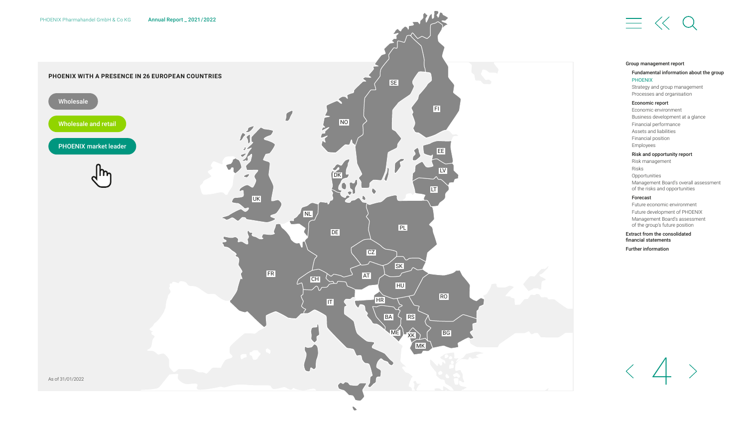## PHOENIX WITH A PRESENCE IN 26 EUROPEAN COUNTRIES

Wholesale

Wholesale and retail

PHOENIX market leader

SE
FI
NO
EE
LV
DK
LT
UK
NL
DE
PL
CZ
SK
FR
CH
AT
HU
RO
IT
HR
BA
RS
ME
XK
BG
MK

As of 31/01/2022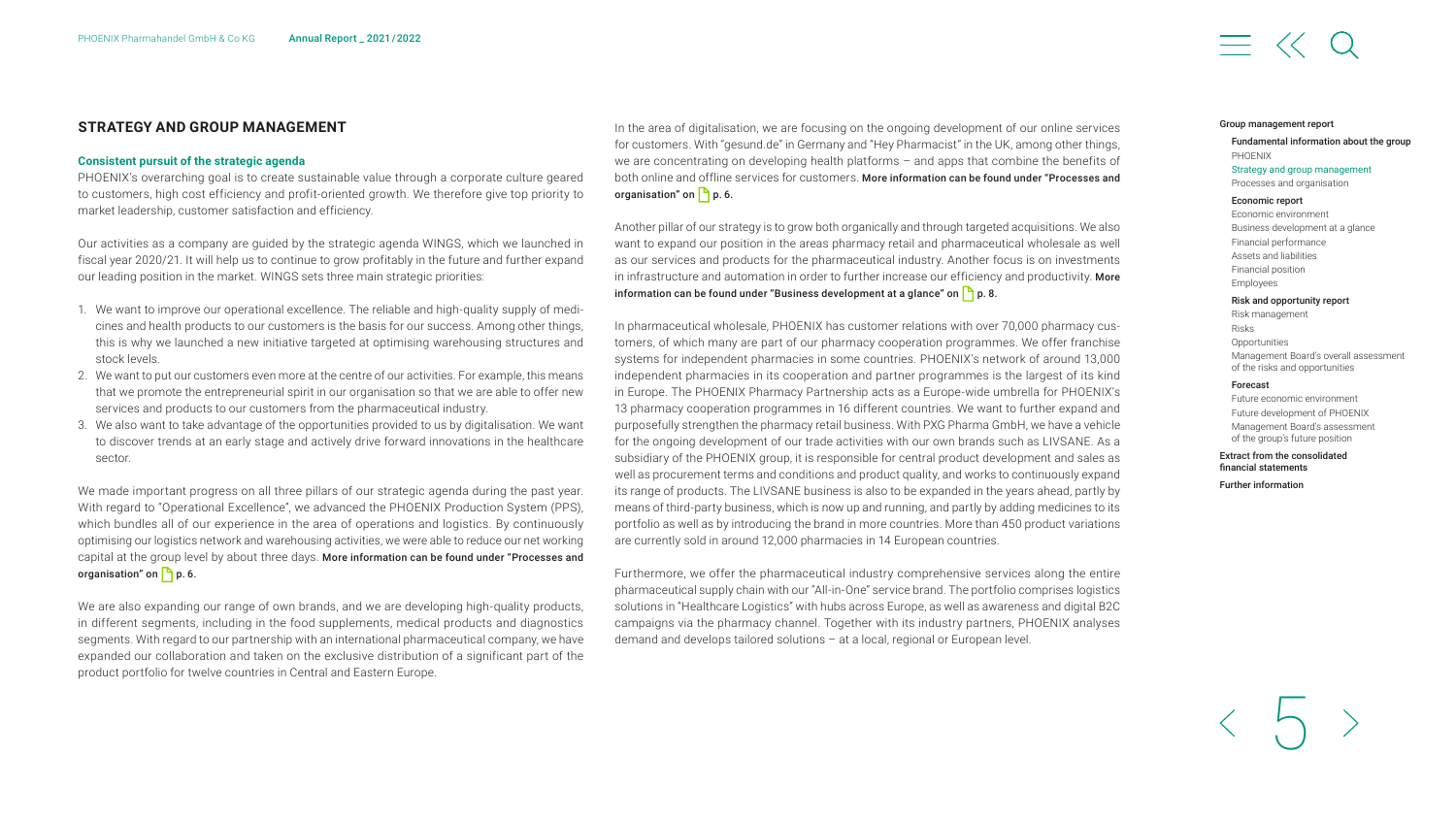## STRATEGY AND GROUP MANAGEMENT

### Consistent pursuit of the strategic agenda

PHOENIX's overarching goal is to create sustainable value through a corporate culture geared to customers, high cost efficiency and profit-oriented growth. We therefore give top priority to market leadership, customer satisfaction and efficiency.

Our activities as a company are guided by the strategic agenda WINGS, which we launched in fiscal year 2020/21. It will help us to continue to grow profitably in the future and further expand our leading position in the market. WINGS sets three main strategic priorities:

1. We want to improve our operational excellence. The reliable and high-quality supply of medicines and health products to our customers is the basis for our success. Among other things, this is why we launched a new initiative targeted at optimising warehousing structures and stock levels.
2. We want to put our customers even more at the centre of our activities. For example, this means that we promote the entrepreneurial spirit in our organisation so that we are able to offer new services and products to our customers from the pharmaceutical industry.
3. We also want to take advantage of the opportunities provided to us by digitalisation. We want to discover trends at an early stage and actively drive forward innovations in the healthcare sector.

We made important progress on all three pillars of our strategic agenda during the past year. With regard to "Operational Excellence", we advanced the PHOENIX Production System (PPS), which bundles all of our experience in the area of operations and logistics. By continuously optimising our logistics network and warehousing activities, we were able to reduce our net working capital at the group level by about three days. **More information can be found under "Processes and organisation" on p. 6.**

We are also expanding our range of own brands, and we are developing high-quality products, in different segments, including in the food supplements, medical products and diagnostics segments. With regard to our partnership with an international pharmaceutical company, we have expanded our collaboration and taken on the exclusive distribution of a significant part of the product portfolio for twelve countries in Central and Eastern Europe.

In the area of digitalisation, we are focusing on the ongoing development of our online services for customers. With "gesund.de" in Germany and "Hey Pharmacist" in the UK, among other things, we are concentrating on developing health platforms – and apps that combine the benefits of both online and offline services for customers. **More information can be found under "Processes and organisation" on p. 6.**

Another pillar of our strategy is to grow both organically and through targeted acquisitions. We also want to expand our position in the areas pharmacy retail and pharmaceutical wholesale as well as our services and products for the pharmaceutical industry. Another focus is on investments in infrastructure and automation in order to further increase our efficiency and productivity. **More information can be found under "Business development at a glance" on p. 8.**

In pharmaceutical wholesale, PHOENIX has customer relations with over 70,000 pharmacy customers, of which many are part of our pharmacy cooperation programmes. We offer franchise systems for independent pharmacies in some countries. PHOENIX's network of around 13,000 independent pharmacies in its cooperation and partner programmes is the largest of its kind in Europe. The PHOENIX Pharmacy Partnership acts as a Europe-wide umbrella for PHOENIX's 13 pharmacy cooperation programmes in 16 different countries. We want to further expand and purposefully strengthen the pharmacy retail business. With PXG Pharma GmbH, we have a vehicle for the ongoing development of our trade activities with our own brands such as LIVSANE. As a subsidiary of the PHOENIX group, it is responsible for central product development and sales as well as procurement terms and conditions and product quality, and works to continuously expand its range of products. The LIVSANE business is also to be expanded in the years ahead, partly by means of third-party business, which is now up and running, and partly by adding medicines to its portfolio as well as by introducing the brand in more countries. More than 450 product variations are currently sold in around 12,000 pharmacies in 14 European countries.

Furthermore, we offer the pharmaceutical industry comprehensive services along the entire pharmaceutical supply chain with our "All-in-One" service brand. The portfolio comprises logistics solutions in "Healthcare Logistics" with hubs across Europe, as well as awareness and digital B2C campaigns via the pharmacy channel. Together with its industry partners, PHOENIX analyses demand and develops tailored solutions – at a local, regional or European level.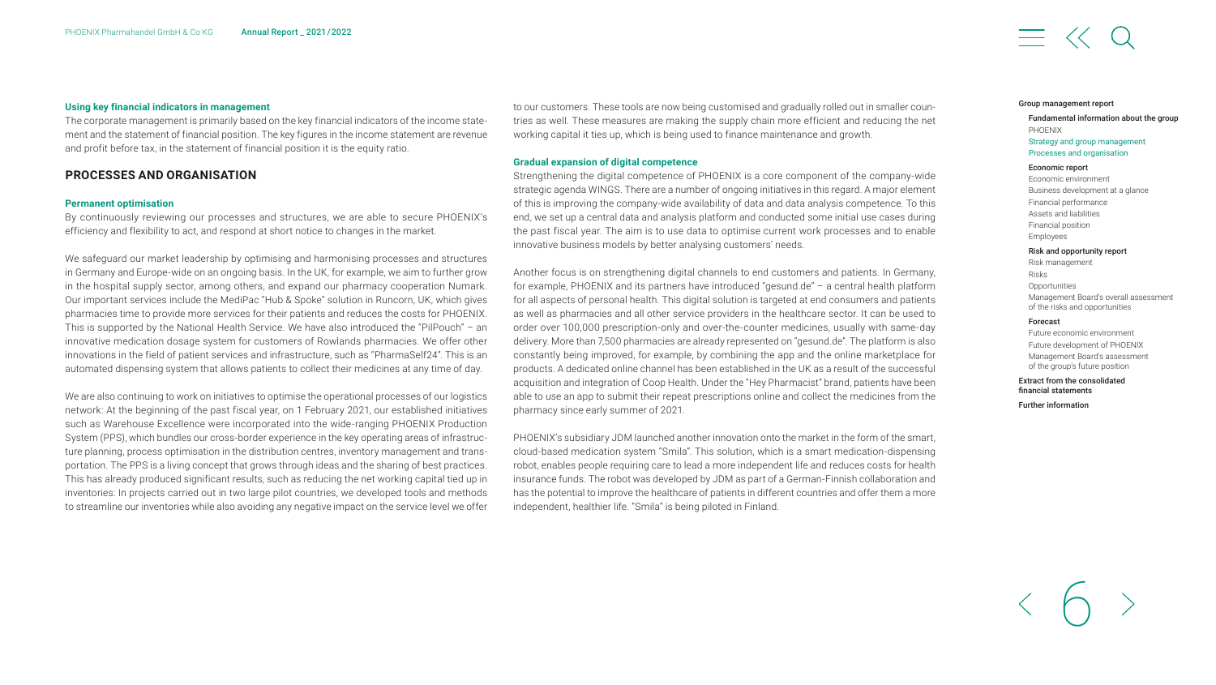#### Using key financial indicators in management

The corporate management is primarily based on the key financial indicators of the income statement and the statement of financial position. The key figures in the income statement are revenue and profit before tax, in the statement of financial position it is the equity ratio.

## PROCESSES AND ORGANISATION

#### Permanent optimisation

By continuously reviewing our processes and structures, we are able to secure PHOENIX's efficiency and flexibility to act, and respond at short notice to changes in the market.

We safeguard our market leadership by optimising and harmonising processes and structures in Germany and Europe-wide on an ongoing basis. In the UK, for example, we aim to further grow in the hospital supply sector, among others, and expand our pharmacy cooperation Numark. Our important services include the MediPac "Hub & Spoke" solution in Runcorn, UK, which gives pharmacies time to provide more services for their patients and reduces the costs for PHOENIX. This is supported by the National Health Service. We have also introduced the "PilPouch" – an innovative medication dosage system for customers of Rowlands pharmacies. We offer other innovations in the field of patient services and infrastructure, such as "PharmaSelf24". This is an automated dispensing system that allows patients to collect their medicines at any time of day.

We are also continuing to work on initiatives to optimise the operational processes of our logistics network: At the beginning of the past fiscal year, on 1 February 2021, our established initiatives such as Warehouse Excellence were incorporated into the wide-ranging PHOENIX Production System (PPS), which bundles our cross-border experience in the key operating areas of infrastructure planning, process optimisation in the distribution centres, inventory management and transportation. The PPS is a living concept that grows through ideas and the sharing of best practices. This has already produced significant results, such as reducing the net working capital tied up in inventories: In projects carried out in two large pilot countries, we developed tools and methods to streamline our inventories while also avoiding any negative impact on the service level we offer to our customers. These tools are now being customised and gradually rolled out in smaller countries as well. These measures are making the supply chain more efficient and reducing the net working capital it ties up, which is being used to finance maintenance and growth.

#### Gradual expansion of digital competence

Strengthening the digital competence of PHOENIX is a core component of the company-wide strategic agenda WINGS. There are a number of ongoing initiatives in this regard. A major element of this is improving the company-wide availability of data and data analysis competence. To this end, we set up a central data and analysis platform and conducted some initial use cases during the past fiscal year. The aim is to use data to optimise current work processes and to enable innovative business models by better analysing customers' needs.

Another focus is on strengthening digital channels to end customers and patients. In Germany, for example, PHOENIX and its partners have introduced "gesund.de" – a central health platform for all aspects of personal health. This digital solution is targeted at end consumers and patients as well as pharmacies and all other service providers in the healthcare sector. It can be used to order over 100,000 prescription-only and over-the-counter medicines, usually with same-day delivery. More than 7,500 pharmacies are already represented on "gesund.de". The platform is also constantly being improved, for example, by combining the app and the online marketplace for products. A dedicated online channel has been established in the UK as a result of the successful acquisition and integration of Coop Health. Under the "Hey Pharmacist" brand, patients have been able to use an app to submit their repeat prescriptions online and collect the medicines from the pharmacy since early summer of 2021.

PHOENIX's subsidiary JDM launched another innovation onto the market in the form of the smart, cloud-based medication system "Smila". This solution, which is a smart medication-dispensing robot, enables people requiring care to lead a more independent life and reduces costs for health insurance funds. The robot was developed by JDM as part of a German-Finnish collaboration and has the potential to improve the healthcare of patients in different countries and offer them a more independent, healthier life. "Smila" is being piloted in Finland.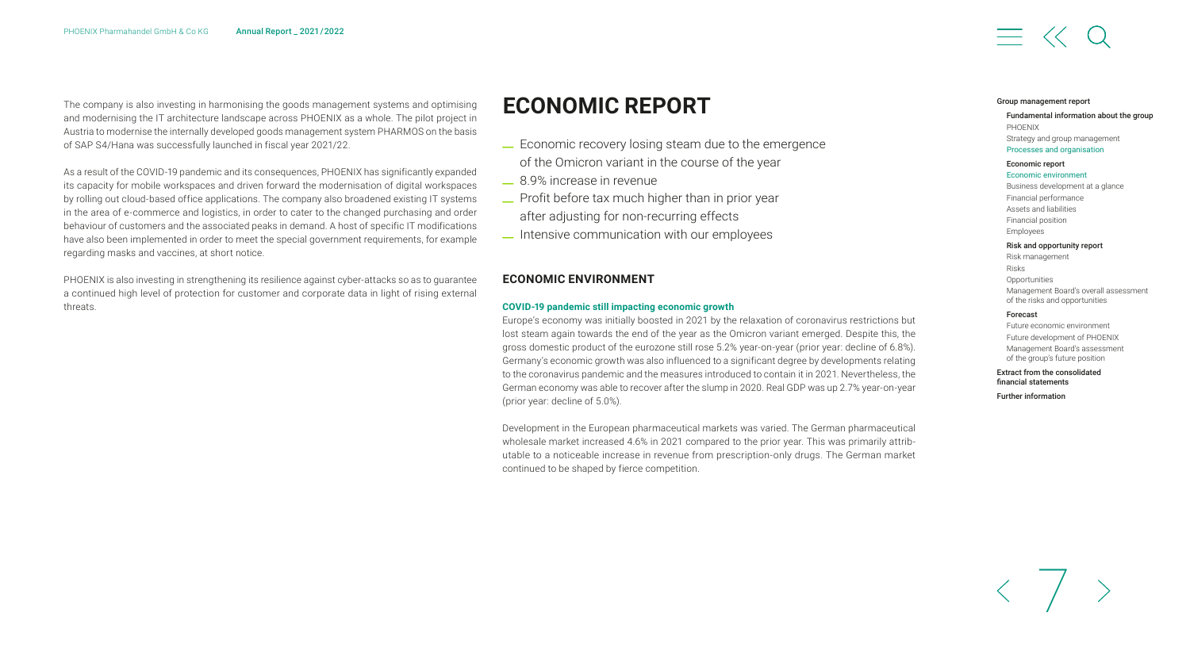The company is also investing in harmonising the goods management systems and optimising and modernising the IT architecture landscape across PHOENIX as a whole. The pilot project in Austria to modernise the internally developed goods management system PHARMOS on the basis of SAP S4/Hana was successfully launched in fiscal year 2021/22.

As a result of the COVID-19 pandemic and its consequences, PHOENIX has significantly expanded its capacity for mobile workspaces and driven forward the modernisation of digital workspaces by rolling out cloud-based office applications. The company also broadened existing IT systems in the area of e-commerce and logistics, in order to cater to the changed purchasing and order behaviour of customers and the associated peaks in demand. A host of specific IT modifications have also been implemented in order to meet the special government requirements, for example regarding masks and vaccines, at short notice.

PHOENIX is also investing in strengthening its resilience against cyber-attacks so as to guarantee a continued high level of protection for customer and corporate data in light of rising external threats.

# ECONOMIC REPORT

- Economic recovery losing steam due to the emergence of the Omicron variant in the course of the year
- 8.9% increase in revenue
- Profit before tax much higher than in prior year after adjusting for non-recurring effects
- Intensive communication with our employees

## ECONOMIC ENVIRONMENT

### COVID-19 pandemic still impacting economic growth

Europe's economy was initially boosted in 2021 by the relaxation of coronavirus restrictions but lost steam again towards the end of the year as the Omicron variant emerged. Despite this, the gross domestic product of the eurozone still rose 5.2% year-on-year (prior year: decline of 6.8%). Germany's economic growth was also influenced to a significant degree by developments relating to the coronavirus pandemic and the measures introduced to contain it in 2021. Nevertheless, the German economy was able to recover after the slump in 2020. Real GDP was up 2.7% year-on-year (prior year: decline of 5.0%).

Development in the European pharmaceutical markets was varied. The German pharmaceutical wholesale market increased 4.6% in 2021 compared to the prior year. This was primarily attributable to a noticeable increase in revenue from prescription-only drugs. The German market continued to be shaped by fierce competition.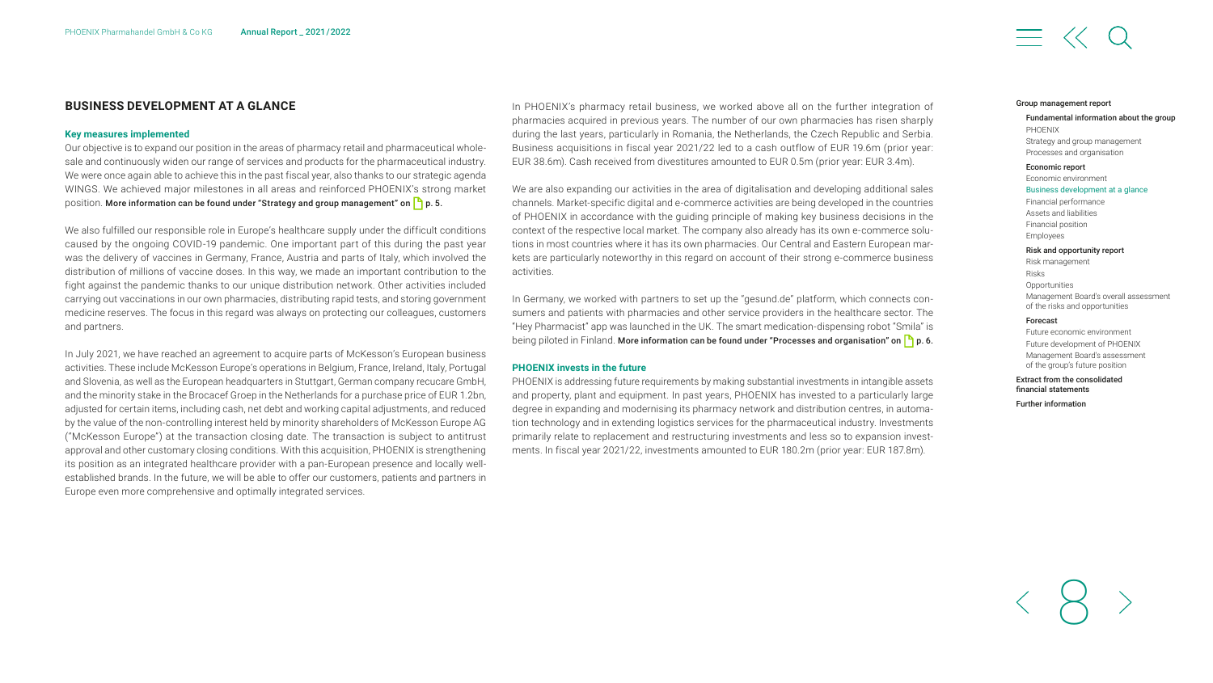## BUSINESS DEVELOPMENT AT A GLANCE

### Key measures implemented

Our objective is to expand our position in the areas of pharmacy retail and pharmaceutical wholesale and continuously widen our range of services and products for the pharmaceutical industry. We were once again able to achieve this in the past fiscal year, also thanks to our strategic agenda WINGS. We achieved major milestones in all areas and reinforced PHOENIX's strong market position. **More information can be found under "Strategy and group management" on p. 5.**

We also fulfilled our responsible role in Europe's healthcare supply under the difficult conditions caused by the ongoing COVID-19 pandemic. One important part of this during the past year was the delivery of vaccines in Germany, France, Austria and parts of Italy, which involved the distribution of millions of vaccine doses. In this way, we made an important contribution to the fight against the pandemic thanks to our unique distribution network. Other activities included carrying out vaccinations in our own pharmacies, distributing rapid tests, and storing government medicine reserves. The focus in this regard was always on protecting our colleagues, customers and partners.

In July 2021, we have reached an agreement to acquire parts of McKesson's European business activities. These include McKesson Europe's operations in Belgium, France, Ireland, Italy, Portugal and Slovenia, as well as the European headquarters in Stuttgart, German company recucare GmbH, and the minority stake in the Brocacef Groep in the Netherlands for a purchase price of EUR 1.2bn, adjusted for certain items, including cash, net debt and working capital adjustments, and reduced by the value of the non-controlling interest held by minority shareholders of McKesson Europe AG ("McKesson Europe") at the transaction closing date. The transaction is subject to antitrust approval and other customary closing conditions. With this acquisition, PHOENIX is strengthening its position as an integrated healthcare provider with a pan-European presence and locally well-established brands. In the future, we will be able to offer our customers, patients and partners in Europe even more comprehensive and optimally integrated services.

In PHOENIX's pharmacy retail business, we worked above all on the further integration of pharmacies acquired in previous years. The number of our own pharmacies has risen sharply during the last years, particularly in Romania, the Netherlands, the Czech Republic and Serbia. Business acquisitions in fiscal year 2021/22 led to a cash outflow of EUR 19.6m (prior year: EUR 38.6m). Cash received from divestitures amounted to EUR 0.5m (prior year: EUR 3.4m).

We are also expanding our activities in the area of digitalisation and developing additional sales channels. Market-specific digital and e-commerce activities are being developed in the countries of PHOENIX in accordance with the guiding principle of making key business decisions in the context of the respective local market. The company also already has its own e-commerce solutions in most countries where it has its own pharmacies. Our Central and Eastern European markets are particularly noteworthy in this regard on account of their strong e-commerce business activities.

In Germany, we worked with partners to set up the "gesund.de" platform, which connects consumers and patients with pharmacies and other service providers in the healthcare sector. The "Hey Pharmacist" app was launched in the UK. The smart medication-dispensing robot "Smila" is being piloted in Finland. **More information can be found under "Processes and organisation" on p. 6.**

### PHOENIX invests in the future

PHOENIX is addressing future requirements by making substantial investments in intangible assets and property, plant and equipment. In past years, PHOENIX has invested to a particularly large degree in expanding and modernising its pharmacy network and distribution centres, in automation technology and in extending logistics services for the pharmaceutical industry. Investments primarily relate to replacement and restructuring investments and less so to expansion investments. In fiscal year 2021/22, investments amounted to EUR 180.2m (prior year: EUR 187.8m).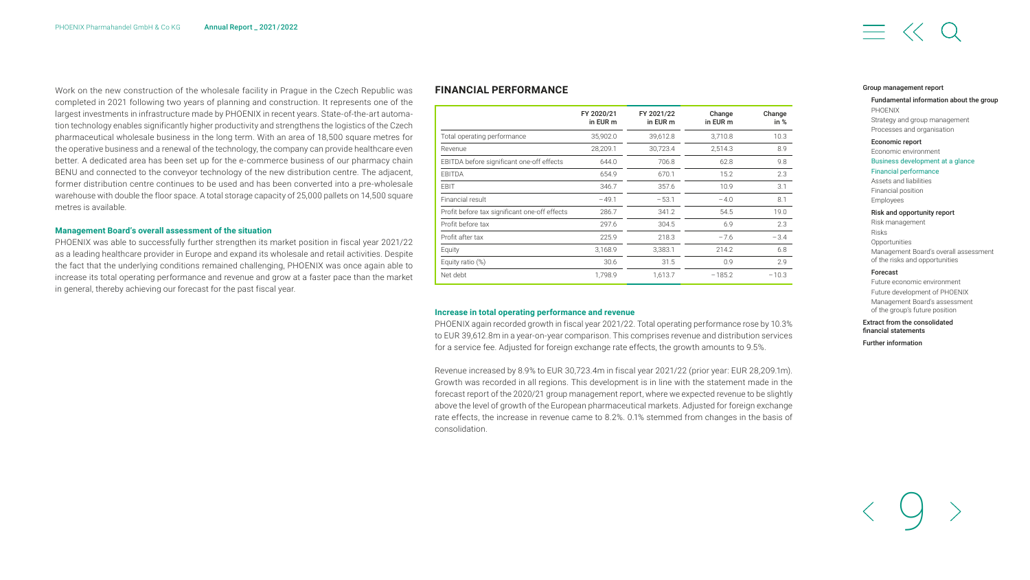Work on the new construction of the wholesale facility in Prague in the Czech Republic was completed in 2021 following two years of planning and construction. It represents one of the largest investments in infrastructure made by PHOENIX in recent years. State-of-the-art automation technology enables significantly higher productivity and strengthens the logistics of the Czech pharmaceutical wholesale business in the long term. With an area of 18,500 square metres for the operative business and a renewal of the technology, the company can provide healthcare even better. A dedicated area has been set up for the e-commerce business of our pharmacy chain BENU and connected to the conveyor technology of the new distribution centre. The adjacent, former distribution centre continues to be used and has been converted into a pre-wholesale warehouse with double the floor space. A total storage capacity of 25,000 pallets on 14,500 square metres is available.

#### Management Board's overall assessment of the situation

PHOENIX was able to successfully further strengthen its market position in fiscal year 2021/22 as a leading healthcare provider in Europe and expand its wholesale and retail activities. Despite the fact that the underlying conditions remained challenging, PHOENIX was once again able to increase its total operating performance and revenue and grow at a faster pace than the market in general, thereby achieving our forecast for the past fiscal year.

## FINANCIAL PERFORMANCE

| | FY 2020/21 in EUR m | FY 2021/22 in EUR m | Change in EUR m | Change in % |
|---|---|---|---|---|
| Total operating performance | 35,902.0 | 39,612.8 | 3,710.8 | 10.3 |
| Revenue | 28,209.1 | 30,723.4 | 2,514.3 | 8.9 |
| EBITDA before significant one-off effects | 644.0 | 706.8 | 62.8 | 9.8 |
| EBITDA | 654.9 | 670.1 | 15.2 | 2.3 |
| EBIT | 346.7 | 357.6 | 10.9 | 3.1 |
| Financial result | −49.1 | −53.1 | −4.0 | 8.1 |
| Profit before tax significant one-off effects | 286.7 | 341.2 | 54.5 | 19.0 |
| Profit before tax | 297.6 | 304.5 | 6.9 | 2.3 |
| Profit after tax | 225.9 | 218.3 | −7.6 | −3.4 |
| Equity | 3,168.9 | 3,383.1 | 214.2 | 6.8 |
| Equity ratio (%) | 30.6 | 31.5 | 0.9 | 2.9 |
| Net debt | 1,798.9 | 1,613.7 | −185.2 | −10.3 |

#### Increase in total operating performance and revenue

PHOENIX again recorded growth in fiscal year 2021/22. Total operating performance rose by 10.3% to EUR 39,612.8m in a year-on-year comparison. This comprises revenue and distribution services for a service fee. Adjusted for foreign exchange rate effects, the growth amounts to 9.5%.

Revenue increased by 8.9% to EUR 30,723.4m in fiscal year 2021/22 (prior year: EUR 28,209.1m). Growth was recorded in all regions. This development is in line with the statement made in the forecast report of the 2020/21 group management report, where we expected revenue to be slightly above the level of growth of the European pharmaceutical markets. Adjusted for foreign exchange rate effects, the increase in revenue came to 8.2%. 0.1% stemmed from changes in the basis of consolidation.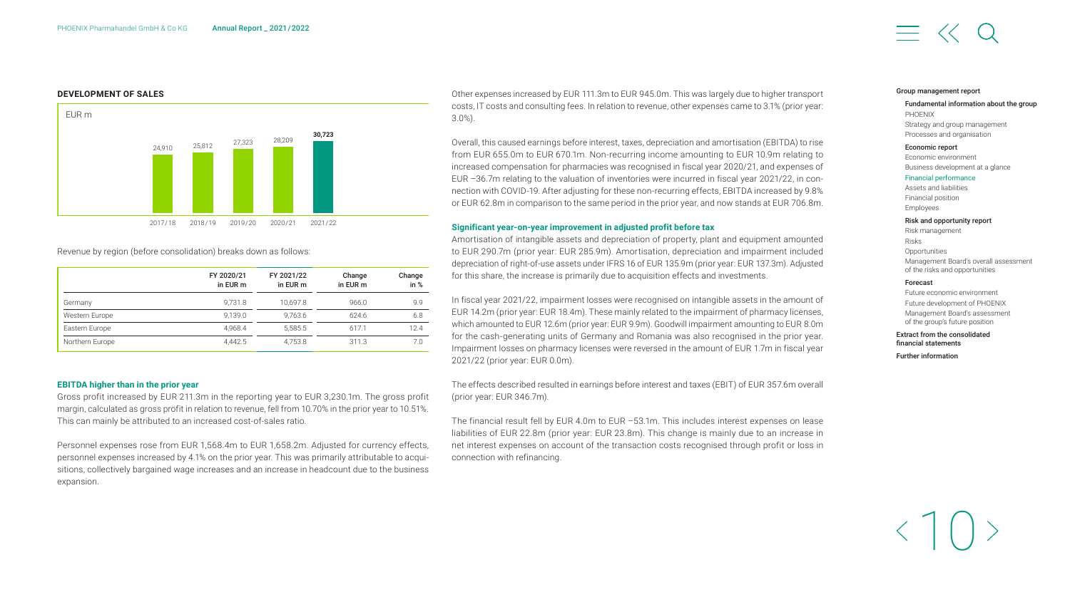**DEVELOPMENT OF SALES**

EUR m

| 2017/18 | 2018/19 | 2019/20 | 2020/21 | 2021/22 |
|---|---|---|---|---|
| 24,910 | 25,812 | 27,323 | 28,209 | **30,723** |

Revenue by region (before consolidation) breaks down as follows:

| | FY 2020/21 in EUR m | FY 2021/22 in EUR m | Change in EUR m | Change in % |
|---|---|---|---|---|
| Germany | 9,731.8 | 10,697.8 | 966.0 | 9.9 |
| Western Europe | 9,139.0 | 9,763.6 | 624.6 | 6.8 |
| Eastern Europe | 4,968.4 | 5,585.5 | 617.1 | 12.4 |
| Northern Europe | 4,442.5 | 4,753.8 | 311.3 | 7.0 |

**EBITDA higher than in the prior year**

Gross profit increased by EUR 211.3m in the reporting year to EUR 3,230.1m. The gross profit margin, calculated as gross profit in relation to revenue, fell from 10.70% in the prior year to 10.51%. This can mainly be attributed to an increased cost-of-sales ratio.

Personnel expenses rose from EUR 1,568.4m to EUR 1,658.2m. Adjusted for currency effects, personnel expenses increased by 4.1% on the prior year. This was primarily attributable to acquisitions, collectively bargained wage increases and an increase in headcount due to the business expansion.

Other expenses increased by EUR 111.3m to EUR 945.0m. This was largely due to higher transport costs, IT costs and consulting fees. In relation to revenue, other expenses came to 3.1% (prior year: 3.0%).

Overall, this caused earnings before interest, taxes, depreciation and amortisation (EBITDA) to rise from EUR 655.0m to EUR 670.1m. Non-recurring income amounting to EUR 10.9m relating to increased compensation for pharmacies was recognised in fiscal year 2020/21, and expenses of EUR –36.7m relating to the valuation of inventories were incurred in fiscal year 2021/22, in connection with COVID-19. After adjusting for these non-recurring effects, EBITDA increased by 9.8% or EUR 62.8m in comparison to the same period in the prior year, and now stands at EUR 706.8m.

**Significant year-on-year improvement in adjusted profit before tax**

Amortisation of intangible assets and depreciation of property, plant and equipment amounted to EUR 290.7m (prior year: EUR 285.9m). Amortisation, depreciation and impairment included depreciation of right-of-use assets under IFRS 16 of EUR 135.9m (prior year: EUR 137.3m). Adjusted for this share, the increase is primarily due to acquisition effects and investments.

In fiscal year 2021/22, impairment losses were recognised on intangible assets in the amount of EUR 14.2m (prior year: EUR 18.4m). These mainly related to the impairment of pharmacy licenses, which amounted to EUR 12.6m (prior year: EUR 9.9m). Goodwill impairment amounting to EUR 8.0m for the cash-generating units of Germany and Romania was also recognised in the prior year. Impairment losses on pharmacy licenses were reversed in the amount of EUR 1.7m in fiscal year 2021/22 (prior year: EUR 0.0m).

The effects described resulted in earnings before interest and taxes (EBIT) of EUR 357.6m overall (prior year: EUR 346.7m).

The financial result fell by EUR 4.0m to EUR –53.1m. This includes interest expenses on lease liabilities of EUR 22.8m (prior year: EUR 23.8m). This change is mainly due to an increase in net interest expenses on account of the transaction costs recognised through profit or loss in connection with refinancing.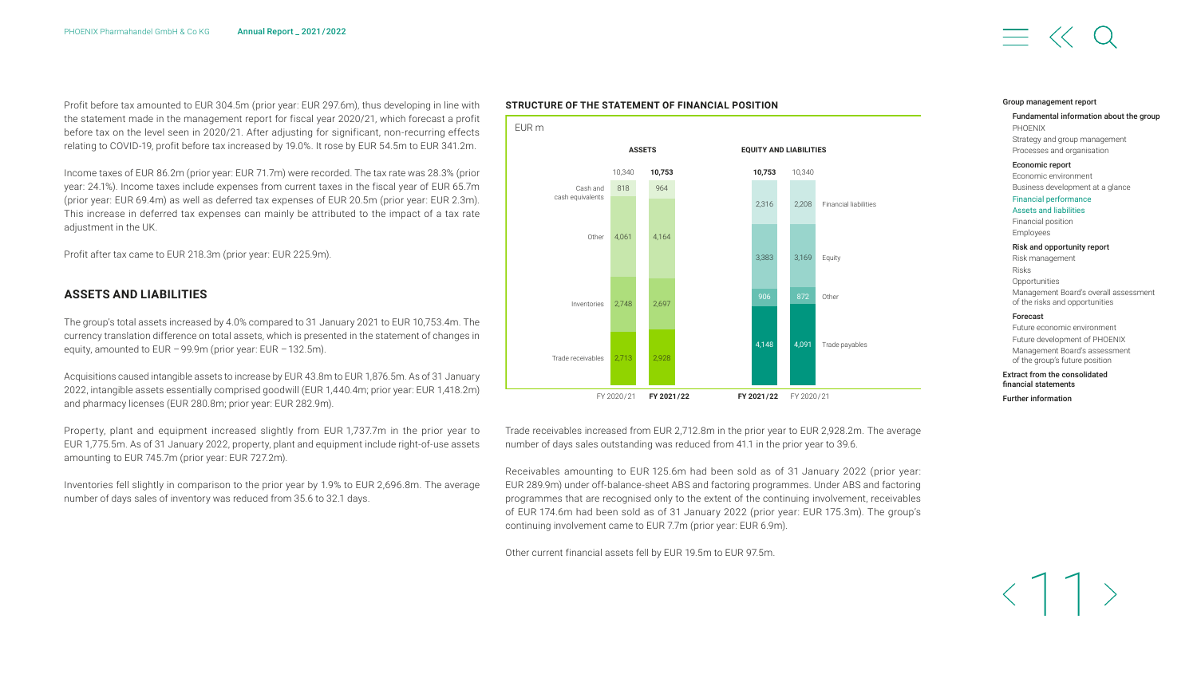Profit before tax amounted to EUR 304.5m (prior year: EUR 297.6m), thus developing in line with the statement made in the management report for fiscal year 2020/21, which forecast a profit before tax on the level seen in 2020/21. After adjusting for significant, non-recurring effects relating to COVID-19, profit before tax increased by 19.0%. It rose by EUR 54.5m to EUR 341.2m.

Income taxes of EUR 86.2m (prior year: EUR 71.7m) were recorded. The tax rate was 28.3% (prior year: 24.1%). Income taxes include expenses from current taxes in the fiscal year of EUR 65.7m (prior year: EUR 69.4m) as well as deferred tax expenses of EUR 20.5m (prior year: EUR 2.3m). This increase in deferred tax expenses can mainly be attributed to the impact of a tax rate adjustment in the UK.

Profit after tax came to EUR 218.3m (prior year: EUR 225.9m).

## ASSETS AND LIABILITIES

The group's total assets increased by 4.0% compared to 31 January 2021 to EUR 10,753.4m. The currency translation difference on total assets, which is presented in the statement of changes in equity, amounted to EUR −99.9m (prior year: EUR −132.5m).

Acquisitions caused intangible assets to increase by EUR 43.8m to EUR 1,876.5m. As of 31 January 2022, intangible assets essentially comprised goodwill (EUR 1,440.4m; prior year: EUR 1,418.2m) and pharmacy licenses (EUR 280.8m; prior year: EUR 282.9m).

Property, plant and equipment increased slightly from EUR 1,737.7m in the prior year to EUR 1,775.5m. As of 31 January 2022, property, plant and equipment include right-of-use assets amounting to EUR 745.7m (prior year: EUR 727.2m).

Inventories fell slightly in comparison to the prior year by 1.9% to EUR 2,696.8m. The average number of days sales of inventory was reduced from 35.6 to 32.1 days.

**STRUCTURE OF THE STATEMENT OF FINANCIAL POSITION**

EUR m

| ASSETS | FY 2020/21 | FY 2021/22 |
|---|---|---|
| Total | 10,340 | **10,753** |
| Cash and cash equivalents | 818 | 964 |
| Other | 4,061 | 4,164 |
| Inventories | 2,748 | 2,697 |
| Trade receivables | 2,713 | 2,928 |

| EQUITY AND LIABILITIES | FY 2021/22 | FY 2020/21 |
|---|---|---|
| Total | **10,753** | 10,340 |
| Financial liabilities | 2,316 | 2,208 |
| Equity | 3,383 | 3,169 |
| Other | 906 | 872 |
| Trade payables | 4,148 | 4,091 |

Trade receivables increased from EUR 2,712.8m in the prior year to EUR 2,928.2m. The average number of days sales outstanding was reduced from 41.1 in the prior year to 39.6.

Receivables amounting to EUR 125.6m had been sold as of 31 January 2022 (prior year: EUR 289.9m) under off-balance-sheet ABS and factoring programmes. Under ABS and factoring programmes that are recognised only to the extent of the continuing involvement, receivables of EUR 174.6m had been sold as of 31 January 2022 (prior year: EUR 175.3m). The group's continuing involvement came to EUR 7.7m (prior year: EUR 6.9m).

Other current financial assets fell by EUR 19.5m to EUR 97.5m.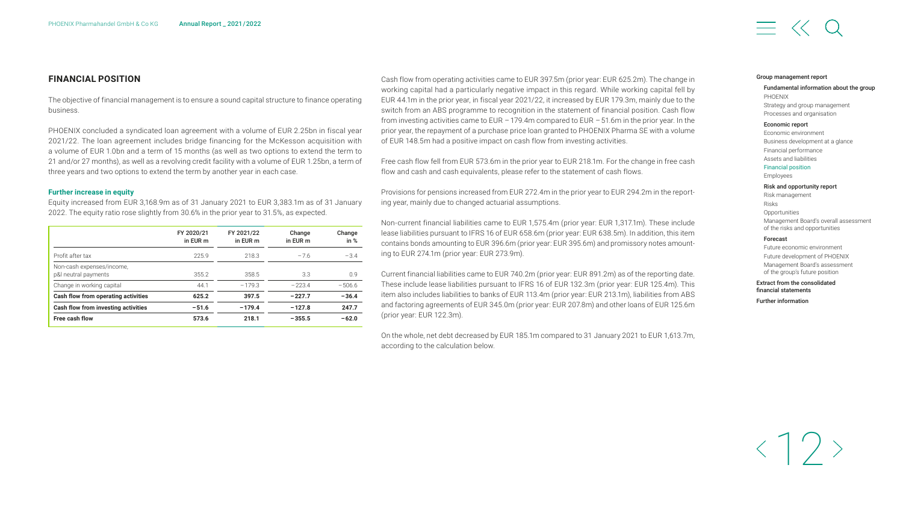## FINANCIAL POSITION

The objective of financial management is to ensure a sound capital structure to finance operating business.

PHOENIX concluded a syndicated loan agreement with a volume of EUR 2.25bn in fiscal year 2021/22. The loan agreement includes bridge financing for the McKesson acquisition with a volume of EUR 1.0bn and a term of 15 months (as well as two options to extend the term to 21 and/or 27 months), as well as a revolving credit facility with a volume of EUR 1.25bn, a term of three years and two options to extend the term by another year in each case.

### Further increase in equity

Equity increased from EUR 3,168.9m as of 31 January 2021 to EUR 3,383.1m as of 31 January 2022. The equity ratio rose slightly from 30.6% in the prior year to 31.5%, as expected.

| | FY 2020/21 in EUR m | FY 2021/22 in EUR m | Change in EUR m | Change in % |
|---|---|---|---|---|
| Profit after tax | 225.9 | 218.3 | −7.6 | −3.4 |
| Non-cash expenses/income, p&l neutral payments | 355.2 | 358.5 | 3.3 | 0.9 |
| Change in working capital | 44.1 | −179.3 | −223.4 | −506.6 |
| **Cash flow from operating activities** | **625.2** | **397.5** | **−227.7** | **−36.4** |
| **Cash flow from investing activities** | **−51.6** | **−179.4** | **−127.8** | **247.7** |
| **Free cash flow** | **573.6** | **218.1** | **−355.5** | **−62.0** |

Cash flow from operating activities came to EUR 397.5m (prior year: EUR 625.2m). The change in working capital had a particularly negative impact in this regard. While working capital fell by EUR 44.1m in the prior year, in fiscal year 2021/22, it increased by EUR 179.3m, mainly due to the switch from an ABS programme to recognition in the statement of financial position. Cash flow from investing activities came to EUR −179.4m compared to EUR −51.6m in the prior year. In the prior year, the repayment of a purchase price loan granted to PHOENIX Pharma SE with a volume of EUR 148.5m had a positive impact on cash flow from investing activities.

Free cash flow fell from EUR 573.6m in the prior year to EUR 218.1m. For the change in free cash flow and cash and cash equivalents, please refer to the statement of cash flows.

Provisions for pensions increased from EUR 272.4m in the prior year to EUR 294.2m in the reporting year, mainly due to changed actuarial assumptions.

Non-current financial liabilities came to EUR 1,575.4m (prior year: EUR 1,317.1m). These include lease liabilities pursuant to IFRS 16 of EUR 658.6m (prior year: EUR 638.5m). In addition, this item contains bonds amounting to EUR 396.6m (prior year: EUR 395.6m) and promissory notes amounting to EUR 274.1m (prior year: EUR 273.9m).

Current financial liabilities came to EUR 740.2m (prior year: EUR 891.2m) as of the reporting date. These include lease liabilities pursuant to IFRS 16 of EUR 132.3m (prior year: EUR 125.4m). This item also includes liabilities to banks of EUR 113.4m (prior year: EUR 213.1m), liabilities from ABS and factoring agreements of EUR 345.0m (prior year: EUR 207.8m) and other loans of EUR 125.6m (prior year: EUR 122.3m).

On the whole, net debt decreased by EUR 185.1m compared to 31 January 2021 to EUR 1,613.7m, according to the calculation below.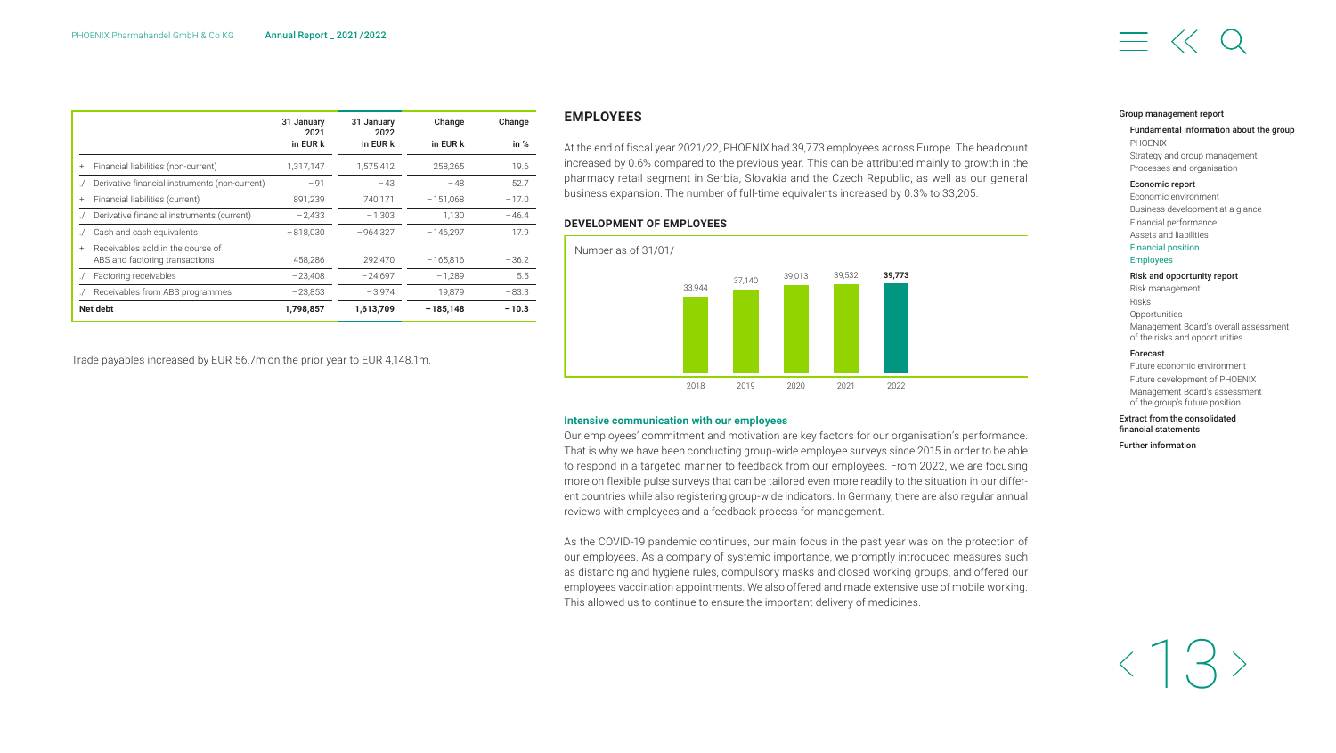| | 31 January 2021 in EUR k | 31 January 2022 in EUR k | Change in EUR k | Change in % |
|---|---|---|---|---|
| + Financial liabilities (non-current) | 1,317,147 | 1,575,412 | 258,265 | 19.6 |
| ./. Derivative financial instruments (non-current) | −91 | −43 | −48 | 52.7 |
| + Financial liabilities (current) | 891,239 | 740,171 | −151,068 | −17.0 |
| ./. Derivative financial instruments (current) | −2,433 | −1,303 | 1,130 | −46.4 |
| ./. Cash and cash equivalents | −818,030 | −964,327 | −146,297 | 17.9 |
| + Receivables sold in the course of ABS and factoring transactions | 458,286 | 292,470 | −165,816 | −36.2 |
| ./. Factoring receivables | −23,408 | −24,697 | −1,289 | 5.5 |
| ./. Receivables from ABS programmes | −23,853 | −3,974 | 19,879 | −83.3 |
| **Net debt** | **1,798,857** | **1,613,709** | **−185,148** | **−10.3** |

Trade payables increased by EUR 56.7m on the prior year to EUR 4,148.1m.

## EMPLOYEES

At the end of fiscal year 2021/22, PHOENIX had 39,773 employees across Europe. The headcount increased by 0.6% compared to the previous year. This can be attributed mainly to growth in the pharmacy retail segment in Serbia, Slovakia and the Czech Republic, as well as our general business expansion. The number of full-time equivalents increased by 0.3% to 33,205.

### DEVELOPMENT OF EMPLOYEES

Number as of 31/01/

| 2018 | 2019 | 2020 | 2021 | 2022 |
|---|---|---|---|---|
| 33,944 | 37,140 | 39,013 | 39,532 | **39,773** |

### Intensive communication with our employees

Our employees' commitment and motivation are key factors for our organisation's performance. That is why we have been conducting group-wide employee surveys since 2015 in order to be able to respond in a targeted manner to feedback from our employees. From 2022, we are focusing more on flexible pulse surveys that can be tailored even more readily to the situation in our different countries while also registering group-wide indicators. In Germany, there are also regular annual reviews with employees and a feedback process for management.

As the COVID-19 pandemic continues, our main focus in the past year was on the protection of our employees. As a company of systemic importance, we promptly introduced measures such as distancing and hygiene rules, compulsory masks and closed working groups, and offered our employees vaccination appointments. We also offered and made extensive use of mobile working. This allowed us to continue to ensure the important delivery of medicines.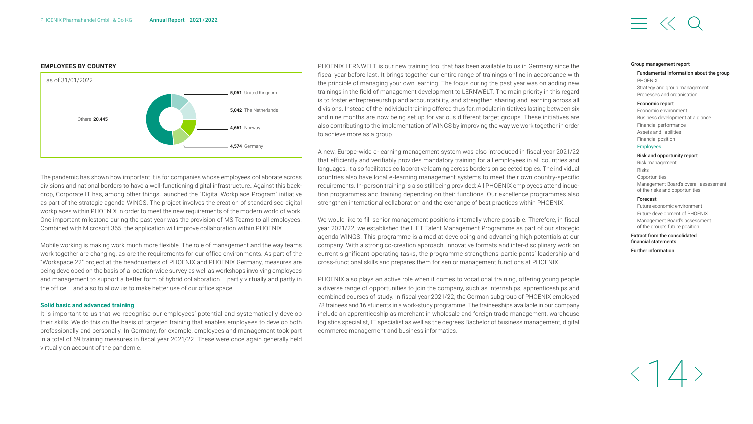**EMPLOYEES BY COUNTRY**

as of 31/01/2022

| Country | Employees |
|---|---|
| United Kingdom | 5,051 |
| The Netherlands | 5,042 |
| Norway | 4,661 |
| Germany | 4,574 |
| Others | 20,445 |

The pandemic has shown how important it is for companies whose employees collaborate across divisions and national borders to have a well-functioning digital infrastructure. Against this backdrop, Corporate IT has, among other things, launched the "Digital Workplace Program" initiative as part of the strategic agenda WINGS. The project involves the creation of standardised digital workplaces within PHOENIX in order to meet the new requirements of the modern world of work. One important milestone during the past year was the provision of MS Teams to all employees. Combined with Microsoft 365, the application will improve collaboration within PHOENIX.

Mobile working is making work much more flexible. The role of management and the way teams work together are changing, as are the requirements for our office environments. As part of the "Workspace 22" project at the headquarters of PHOENIX and PHOENIX Germany, measures are being developed on the basis of a location-wide survey as well as workshops involving employees and management to support a better form of hybrid collaboration – partly virtually and partly in the office – and also to allow us to make better use of our office space.

### Solid basic and advanced training

It is important to us that we recognise our employees' potential and systematically develop their skills. We do this on the basis of targeted training that enables employees to develop both professionally and personally. In Germany, for example, employees and management took part in a total of 69 training measures in fiscal year 2021/22. These were once again generally held virtually on account of the pandemic.

PHOENIX LERNWELT is our new training tool that has been available to us in Germany since the fiscal year before last. It brings together our entire range of trainings online in accordance with the principle of managing your own learning. The focus during the past year was on adding new trainings in the field of management development to LERNWELT. The main priority in this regard is to foster entrepreneurship and accountability, and strengthen sharing and learning across all divisions. Instead of the individual training offered thus far, modular initiatives lasting between six and nine months are now being set up for various different target groups. These initiatives are also contributing to the implementation of WINGS by improving the way we work together in order to achieve more as a group.

A new, Europe-wide e-learning management system was also introduced in fiscal year 2021/22 that efficiently and verifiably provides mandatory training for all employees in all countries and languages. It also facilitates collaborative learning across borders on selected topics. The individual countries also have local e-learning management systems to meet their own country-specific requirements. In-person training is also still being provided: All PHOENIX employees attend induction programmes and training depending on their functions. Our excellence programmes also strengthen international collaboration and the exchange of best practices within PHOENIX.

We would like to fill senior management positions internally where possible. Therefore, in fiscal year 2021/22, we established the LIFT Talent Management Programme as part of our strategic agenda WINGS. This programme is aimed at developing and advancing high potentials at our company. With a strong co-creation approach, innovative formats and inter-disciplinary work on current significant operating tasks, the programme strengthens participants' leadership and cross-functional skills and prepares them for senior management functions at PHOENIX.

PHOENIX also plays an active role when it comes to vocational training, offering young people a diverse range of opportunities to join the company, such as internships, apprenticeships and combined courses of study. In fiscal year 2021/22, the German subgroup of PHOENIX employed 78 trainees and 16 students in a work-study programme. The traineeships available in our company include an apprenticeship as merchant in wholesale and foreign trade management, warehouse logistics specialist, IT specialist as well as the degrees Bachelor of business management, digital commerce management and business informatics.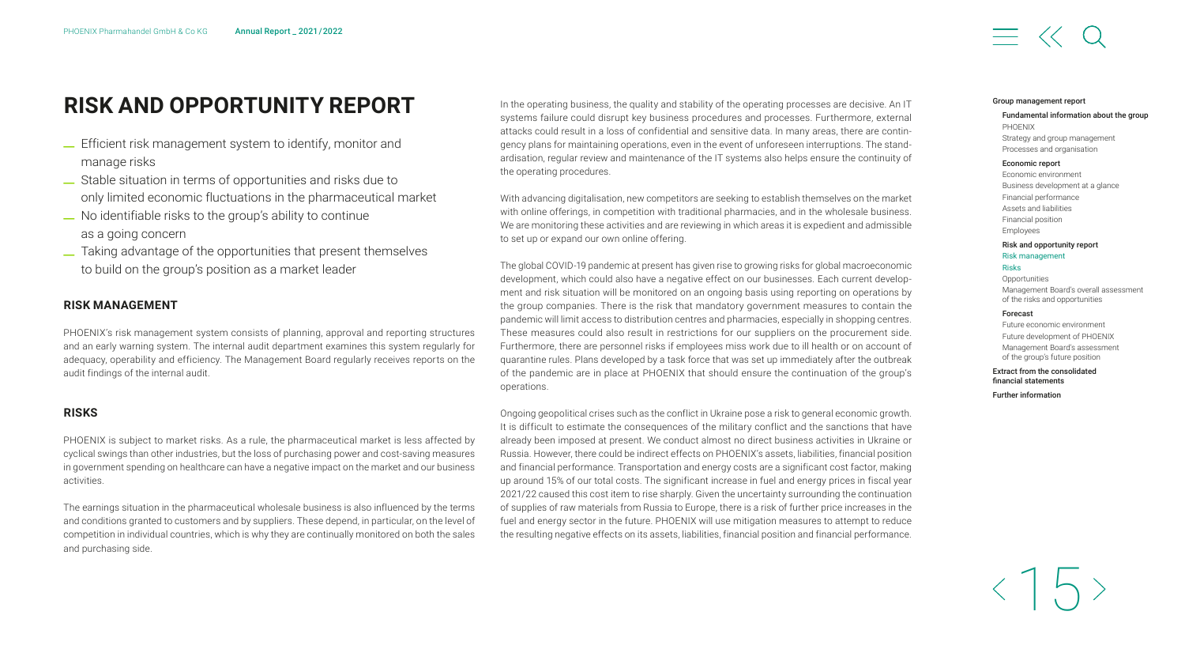# RISK AND OPPORTUNITY REPORT

- Efficient risk management system to identify, monitor and manage risks
- Stable situation in terms of opportunities and risks due to only limited economic fluctuations in the pharmaceutical market
- No identifiable risks to the group's ability to continue as a going concern
- Taking advantage of the opportunities that present themselves to build on the group's position as a market leader

## RISK MANAGEMENT

PHOENIX's risk management system consists of planning, approval and reporting structures and an early warning system. The internal audit department examines this system regularly for adequacy, operability and efficiency. The Management Board regularly receives reports on the audit findings of the internal audit.

## RISKS

PHOENIX is subject to market risks. As a rule, the pharmaceutical market is less affected by cyclical swings than other industries, but the loss of purchasing power and cost-saving measures in government spending on healthcare can have a negative impact on the market and our business activities.

The earnings situation in the pharmaceutical wholesale business is also influenced by the terms and conditions granted to customers and by suppliers. These depend, in particular, on the level of competition in individual countries, which is why they are continually monitored on both the sales and purchasing side.

In the operating business, the quality and stability of the operating processes are decisive. An IT systems failure could disrupt key business procedures and processes. Furthermore, external attacks could result in a loss of confidential and sensitive data. In many areas, there are contingency plans for maintaining operations, even in the event of unforeseen interruptions. The standardisation, regular review and maintenance of the IT systems also helps ensure the continuity of the operating procedures.

With advancing digitalisation, new competitors are seeking to establish themselves on the market with online offerings, in competition with traditional pharmacies, and in the wholesale business. We are monitoring these activities and are reviewing in which areas it is expedient and admissible to set up or expand our own online offering.

The global COVID-19 pandemic at present has given rise to growing risks for global macroeconomic development, which could also have a negative effect on our businesses. Each current development and risk situation will be monitored on an ongoing basis using reporting on operations by the group companies. There is the risk that mandatory government measures to contain the pandemic will limit access to distribution centres and pharmacies, especially in shopping centres. These measures could also result in restrictions for our suppliers on the procurement side. Furthermore, there are personnel risks if employees miss work due to ill health or on account of quarantine rules. Plans developed by a task force that was set up immediately after the outbreak of the pandemic are in place at PHOENIX that should ensure the continuation of the group's operations.

Ongoing geopolitical crises such as the conflict in Ukraine pose a risk to general economic growth. It is difficult to estimate the consequences of the military conflict and the sanctions that have already been imposed at present. We conduct almost no direct business activities in Ukraine or Russia. However, there could be indirect effects on PHOENIX's assets, liabilities, financial position and financial performance. Transportation and energy costs are a significant cost factor, making up around 15% of our total costs. The significant increase in fuel and energy prices in fiscal year 2021/22 caused this cost item to rise sharply. Given the uncertainty surrounding the continuation of supplies of raw materials from Russia to Europe, there is a risk of further price increases in the fuel and energy sector in the future. PHOENIX will use mitigation measures to attempt to reduce the resulting negative effects on its assets, liabilities, financial position and financial performance.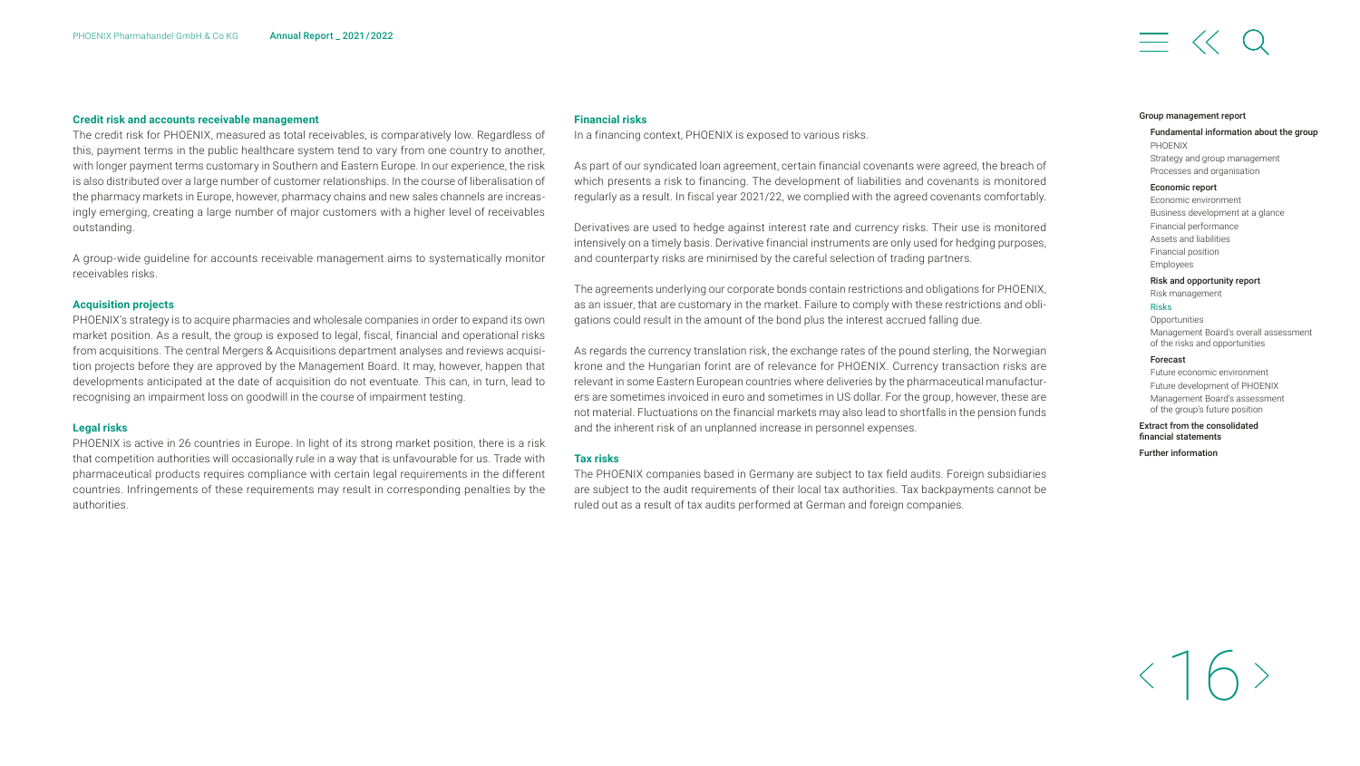#### Credit risk and accounts receivable management

The credit risk for PHOENIX, measured as total receivables, is comparatively low. Regardless of this, payment terms in the public healthcare system tend to vary from one country to another, with longer payment terms customary in Southern and Eastern Europe. In our experience, the risk is also distributed over a large number of customer relationships. In the course of liberalisation of the pharmacy markets in Europe, however, pharmacy chains and new sales channels are increasingly emerging, creating a large number of major customers with a higher level of receivables outstanding.

A group-wide guideline for accounts receivable management aims to systematically monitor receivables risks.

#### Acquisition projects

PHOENIX's strategy is to acquire pharmacies and wholesale companies in order to expand its own market position. As a result, the group is exposed to legal, fiscal, financial and operational risks from acquisitions. The central Mergers & Acquisitions department analyses and reviews acquisition projects before they are approved by the Management Board. It may, however, happen that developments anticipated at the date of acquisition do not eventuate. This can, in turn, lead to recognising an impairment loss on goodwill in the course of impairment testing.

#### Legal risks

PHOENIX is active in 26 countries in Europe. In light of its strong market position, there is a risk that competition authorities will occasionally rule in a way that is unfavourable for us. Trade with pharmaceutical products requires compliance with certain legal requirements in the different countries. Infringements of these requirements may result in corresponding penalties by the authorities.

#### Financial risks

In a financing context, PHOENIX is exposed to various risks.

As part of our syndicated loan agreement, certain financial covenants were agreed, the breach of which presents a risk to financing. The development of liabilities and covenants is monitored regularly as a result. In fiscal year 2021/22, we complied with the agreed covenants comfortably.

Derivatives are used to hedge against interest rate and currency risks. Their use is monitored intensively on a timely basis. Derivative financial instruments are only used for hedging purposes, and counterparty risks are minimised by the careful selection of trading partners.

The agreements underlying our corporate bonds contain restrictions and obligations for PHOENIX, as an issuer, that are customary in the market. Failure to comply with these restrictions and obligations could result in the amount of the bond plus the interest accrued falling due.

As regards the currency translation risk, the exchange rates of the pound sterling, the Norwegian krone and the Hungarian forint are of relevance for PHOENIX. Currency transaction risks are relevant in some Eastern European countries where deliveries by the pharmaceutical manufacturers are sometimes invoiced in euro and sometimes in US dollar. For the group, however, these are not material. Fluctuations on the financial markets may also lead to shortfalls in the pension funds and the inherent risk of an unplanned increase in personnel expenses.

#### Tax risks

The PHOENIX companies based in Germany are subject to tax field audits. Foreign subsidiaries are subject to the audit requirements of their local tax authorities. Tax backpayments cannot be ruled out as a result of tax audits performed at German and foreign companies.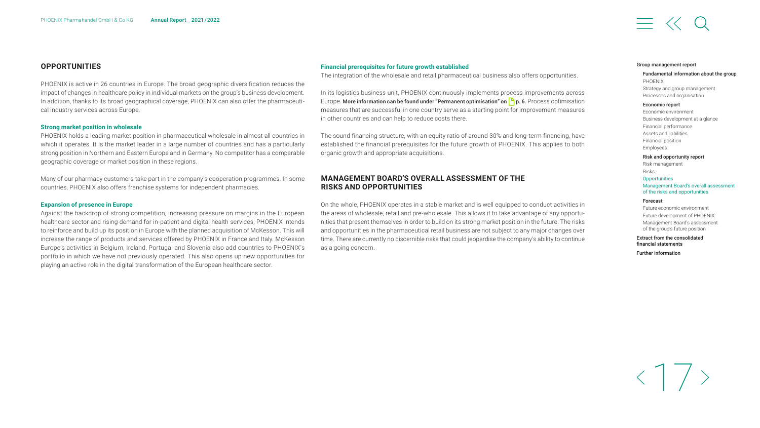## OPPORTUNITIES

PHOENIX is active in 26 countries in Europe. The broad geographic diversification reduces the impact of changes in healthcare policy in individual markets on the group's business development. In addition, thanks to its broad geographical coverage, PHOENIX can also offer the pharmaceutical industry services across Europe.

### Strong market position in wholesale

PHOENIX holds a leading market position in pharmaceutical wholesale in almost all countries in which it operates. It is the market leader in a large number of countries and has a particularly strong position in Northern and Eastern Europe and in Germany. No competitor has a comparable geographic coverage or market position in these regions.

Many of our pharmacy customers take part in the company's cooperation programmes. In some countries, PHOENIX also offers franchise systems for independent pharmacies.

### Expansion of presence in Europe

Against the backdrop of strong competition, increasing pressure on margins in the European healthcare sector and rising demand for in-patient and digital health services, PHOENIX intends to reinforce and build up its position in Europe with the planned acquisition of McKesson. This will increase the range of products and services offered by PHOENIX in France and Italy. McKesson Europe's activities in Belgium, Ireland, Portugal and Slovenia also add countries to PHOENIX's portfolio in which we have not previously operated. This also opens up new opportunities for playing an active role in the digital transformation of the European healthcare sector.

### Financial prerequisites for future growth established

The integration of the wholesale and retail pharmaceutical business also offers opportunities.

In its logistics business unit, PHOENIX continuously implements process improvements across Europe. **More information can be found under "Permanent optimisation" on p. 6.** Process optimisation measures that are successful in one country serve as a starting point for improvement measures in other countries and can help to reduce costs there.

The sound financing structure, with an equity ratio of around 30% and long-term financing, have established the financial prerequisites for the future growth of PHOENIX. This applies to both organic growth and appropriate acquisitions.

## MANAGEMENT BOARD'S OVERALL ASSESSMENT OF THE RISKS AND OPPORTUNITIES

On the whole, PHOENIX operates in a stable market and is well equipped to conduct activities in the areas of wholesale, retail and pre-wholesale. This allows it to take advantage of any opportunities that present themselves in order to build on its strong market position in the future. The risks and opportunities in the pharmaceutical retail business are not subject to any major changes over time. There are currently no discernible risks that could jeopardise the company's ability to continue as a going concern.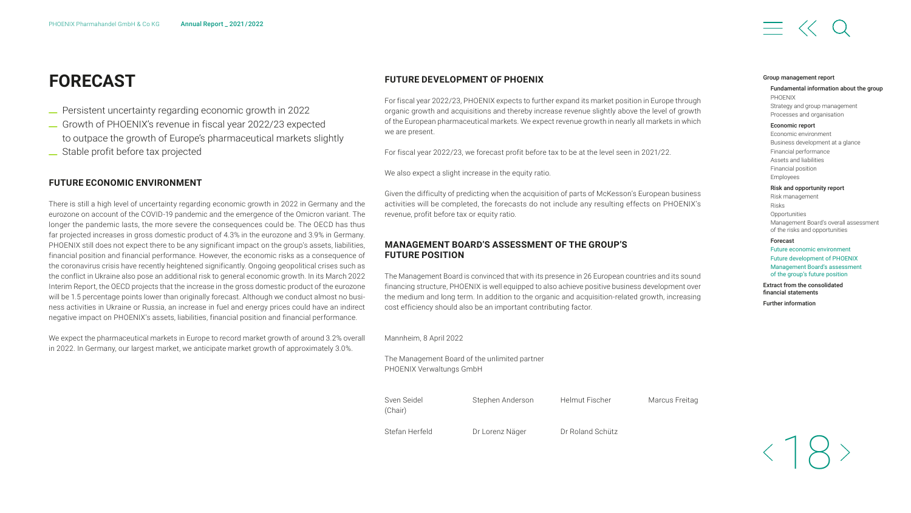# FORECAST

- Persistent uncertainty regarding economic growth in 2022
- Growth of PHOENIX's revenue in fiscal year 2022/23 expected to outpace the growth of Europe's pharmaceutical markets slightly
- Stable profit before tax projected

## FUTURE ECONOMIC ENVIRONMENT

There is still a high level of uncertainty regarding economic growth in 2022 in Germany and the eurozone on account of the COVID-19 pandemic and the emergence of the Omicron variant. The longer the pandemic lasts, the more severe the consequences could be. The OECD has thus far projected increases in gross domestic product of 4.3% in the eurozone and 3.9% in Germany. PHOENIX still does not expect there to be any significant impact on the group's assets, liabilities, financial position and financial performance. However, the economic risks as a consequence of the coronavirus crisis have recently heightened significantly. Ongoing geopolitical crises such as the conflict in Ukraine also pose an additional risk to general economic growth. In its March 2022 Interim Report, the OECD projects that the increase in the gross domestic product of the eurozone will be 1.5 percentage points lower than originally forecast. Although we conduct almost no business activities in Ukraine or Russia, an increase in fuel and energy prices could have an indirect negative impact on PHOENIX's assets, liabilities, financial position and financial performance.

We expect the pharmaceutical markets in Europe to record market growth of around 3.2% overall in 2022. In Germany, our largest market, we anticipate market growth of approximately 3.0%.

## FUTURE DEVELOPMENT OF PHOENIX

For fiscal year 2022/23, PHOENIX expects to further expand its market position in Europe through organic growth and acquisitions and thereby increase revenue slightly above the level of growth of the European pharmaceutical markets. We expect revenue growth in nearly all markets in which we are present.

For fiscal year 2022/23, we forecast profit before tax to be at the level seen in 2021/22.

We also expect a slight increase in the equity ratio.

Given the difficulty of predicting when the acquisition of parts of McKesson's European business activities will be completed, the forecasts do not include any resulting effects on PHOENIX's revenue, profit before tax or equity ratio.

## MANAGEMENT BOARD'S ASSESSMENT OF THE GROUP'S FUTURE POSITION

The Management Board is convinced that with its presence in 26 European countries and its sound financing structure, PHOENIX is well equipped to also achieve positive business development over the medium and long term. In addition to the organic and acquisition-related growth, increasing cost efficiency should also be an important contributing factor.

Mannheim, 8 April 2022

The Management Board of the unlimited partner
PHOENIX Verwaltungs GmbH

| | | | |
|---|---|---|---|
| Sven Seidel (Chair) | Stephen Anderson | Helmut Fischer | Marcus Freitag |
| Stefan Herfeld | Dr Lorenz Näger | Dr Roland Schütz | |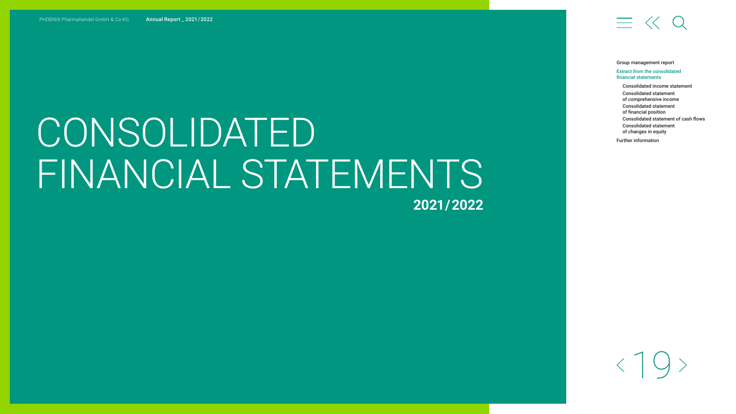# CONSOLIDATED FINANCIAL STATEMENTS

**2021/2022**

Group management report

Extract from the consolidated financial statements

- Consolidated income statement
- Consolidated statement of comprehensive income
- Consolidated statement of financial position
- Consolidated statement of cash flows
- Consolidated statement of changes in equity

Further information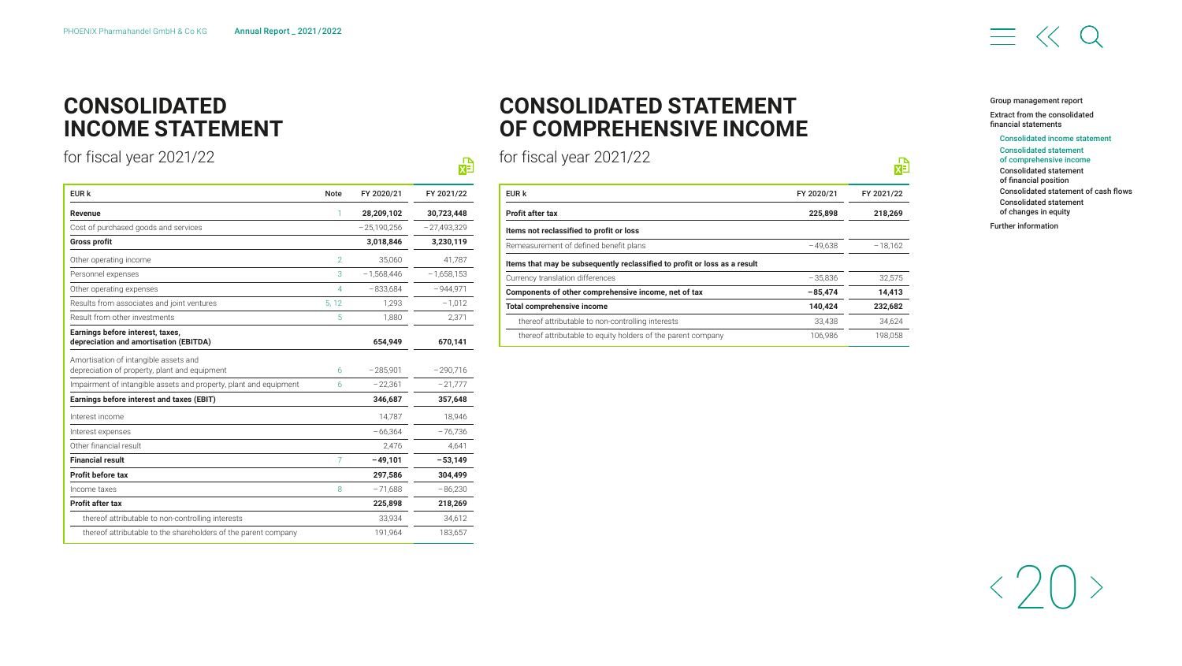# CONSOLIDATED INCOME STATEMENT

for fiscal year 2021/22

| EUR k | Note | FY 2020/21 | FY 2021/22 |
|---|---|---|---|
| **Revenue** | 1 | **28,209,102** | **30,723,448** |
| Cost of purchased goods and services | | −25,190,256 | −27,493,329 |
| **Gross profit** | | **3,018,846** | **3,230,119** |
| Other operating income | 2 | 35,060 | 41,787 |
| Personnel expenses | 3 | −1,568,446 | −1,658,153 |
| Other operating expenses | 4 | −833,684 | −944,971 |
| Results from associates and joint ventures | 5, 12 | 1,293 | −1,012 |
| Result from other investments | 5 | 1,880 | 2,371 |
| **Earnings before interest, taxes, depreciation and amortisation (EBITDA)** | | **654,949** | **670,141** |
| Amortisation of intangible assets and depreciation of property, plant and equipment | 6 | −285,901 | −290,716 |
| Impairment of intangible assets and property, plant and equipment | 6 | −22,361 | −21,777 |
| **Earnings before interest and taxes (EBIT)** | | **346,687** | **357,648** |
| Interest income | | 14,787 | 18,946 |
| Interest expenses | | −66,364 | −76,736 |
| Other financial result | | 2,476 | 4,641 |
| **Financial result** | 7 | **−49,101** | **−53,149** |
| **Profit before tax** | | **297,586** | **304,499** |
| Income taxes | 8 | −71,688 | −86,230 |
| **Profit after tax** | | **225,898** | **218,269** |
| thereof attributable to non-controlling interests | | 33,934 | 34,612 |
| thereof attributable to the shareholders of the parent company | | 191,964 | 183,657 |

# CONSOLIDATED STATEMENT OF COMPREHENSIVE INCOME

for fiscal year 2021/22

| EUR k | FY 2020/21 | FY 2021/22 |
|---|---|---|
| **Profit after tax** | **225,898** | **218,269** |
| **Items not reclassified to profit or loss** | | |
| Remeasurement of defined benefit plans | −49,638 | −18,162 |
| **Items that may be subsequently reclassified to profit or loss as a result** | | |
| Currency translation differences | −35,836 | 32,575 |
| **Components of other comprehensive income, net of tax** | **−85,474** | **14,413** |
| **Total comprehensive income** | **140,424** | **232,682** |
| thereof attributable to non-controlling interests | 33,438 | 34,624 |
| thereof attributable to equity holders of the parent company | 106,986 | 198,058 |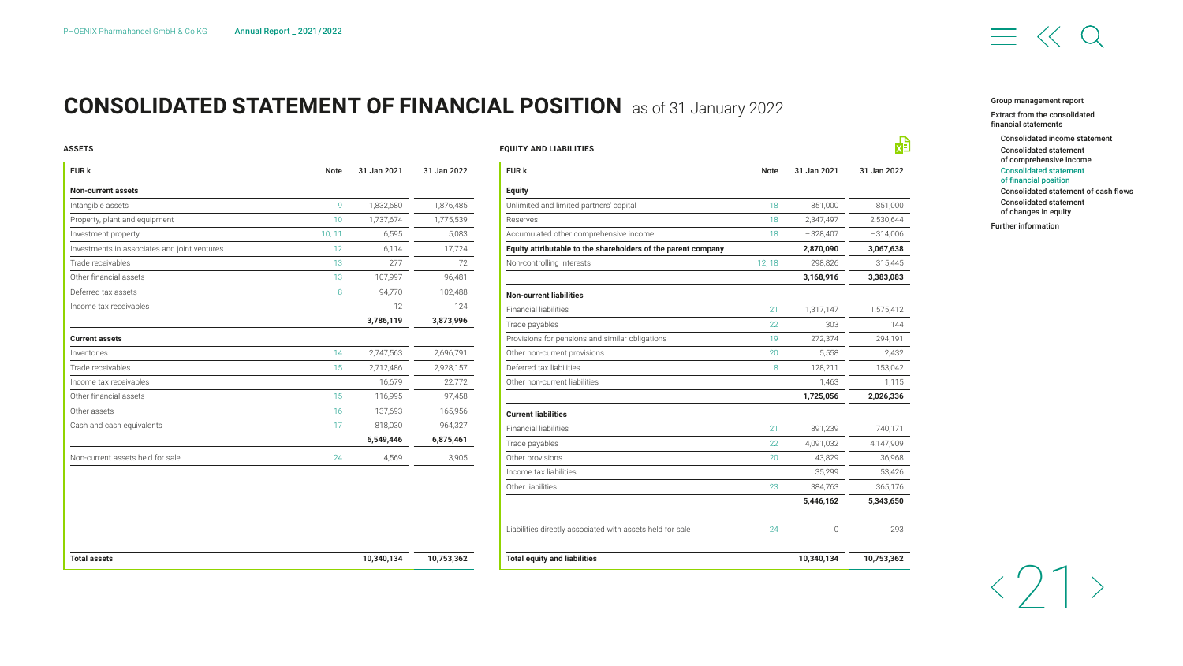# CONSOLIDATED STATEMENT OF FINANCIAL POSITION as of 31 January 2022

### ASSETS

| EUR k | Note | 31 Jan 2021 | 31 Jan 2022 |
|---|---|---|---|
| **Non-current assets** | | | |
| Intangible assets | 9 | 1,832,680 | 1,876,485 |
| Property, plant and equipment | 10 | 1,737,674 | 1,775,539 |
| Investment property | 10, 11 | 6,595 | 5,083 |
| Investments in associates and joint ventures | 12 | 6,114 | 17,724 |
| Trade receivables | 13 | 277 | 72 |
| Other financial assets | 13 | 107,997 | 96,481 |
| Deferred tax assets | 8 | 94,770 | 102,488 |
| Income tax receivables | | 12 | 124 |
| | | **3,786,119** | **3,873,996** |
| **Current assets** | | | |
| Inventories | 14 | 2,747,563 | 2,696,791 |
| Trade receivables | 15 | 2,712,486 | 2,928,157 |
| Income tax receivables | | 16,679 | 22,772 |
| Other financial assets | 15 | 116,995 | 97,458 |
| Other assets | 16 | 137,693 | 165,956 |
| Cash and cash equivalents | 17 | 818,030 | 964,327 |
| | | **6,549,446** | **6,875,461** |
| Non-current assets held for sale | 24 | 4,569 | 3,905 |
| **Total assets** | | **10,340,134** | **10,753,362** |

### EQUITY AND LIABILITIES

| EUR k | Note | 31 Jan 2021 | 31 Jan 2022 |
|---|---|---|---|
| **Equity** | | | |
| Unlimited and limited partners' capital | 18 | 851,000 | 851,000 |
| Reserves | 18 | 2,347,497 | 2,530,644 |
| Accumulated other comprehensive income | 18 | −328,407 | −314,006 |
| **Equity attributable to the shareholders of the parent company** | | **2,870,090** | **3,067,638** |
| Non-controlling interests | 12, 18 | 298,826 | 315,445 |
| | | **3,168,916** | **3,383,083** |
| **Non-current liabilities** | | | |
| Financial liabilities | 21 | 1,317,147 | 1,575,412 |
| Trade payables | 22 | 303 | 144 |
| Provisions for pensions and similar obligations | 19 | 272,374 | 294,191 |
| Other non-current provisions | 20 | 5,558 | 2,432 |
| Deferred tax liabilities | 8 | 128,211 | 153,042 |
| Other non-current liabilities | | 1,463 | 1,115 |
| | | **1,725,056** | **2,026,336** |
| **Current liabilities** | | | |
| Financial liabilities | 21 | 891,239 | 740,171 |
| Trade payables | 22 | 4,091,032 | 4,147,909 |
| Other provisions | 20 | 43,829 | 36,968 |
| Income tax liabilities | | 35,299 | 53,426 |
| Other liabilities | 23 | 384,763 | 365,176 |
| | | **5,446,162** | **5,343,650** |
| Liabilities directly associated with assets held for sale | 24 | 0 | 293 |
| **Total equity and liabilities** | | **10,340,134** | **10,753,362** |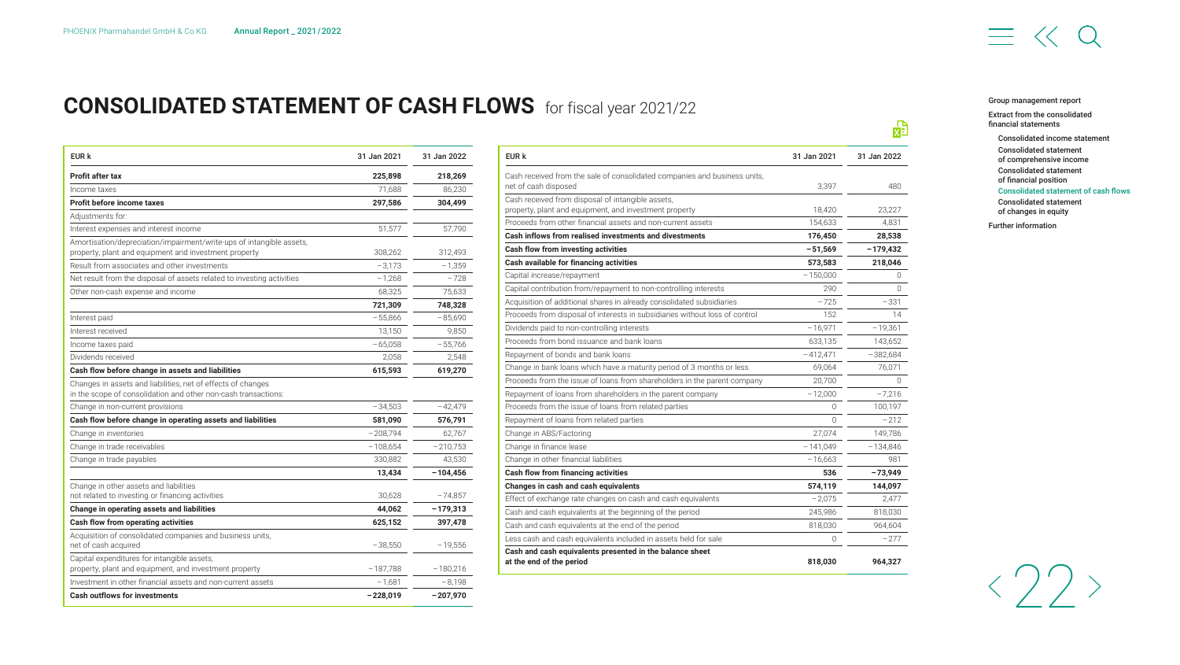# CONSOLIDATED STATEMENT OF CASH FLOWS for fiscal year 2021/22

| EUR k | 31 Jan 2021 | 31 Jan 2022 |
|---|---|---|
| **Profit after tax** | **225,898** | **218,269** |
| Income taxes | 71,688 | 86,230 |
| **Profit before income taxes** | **297,586** | **304,499** |
| Adjustments for: | | |
| Interest expenses and interest income | 51,577 | 57,790 |
| Amortisation/depreciation/impairment/write-ups of intangible assets, property, plant and equipment and investment property | 308,262 | 312,493 |
| Result from associates and other investments | −3,173 | −1,359 |
| Net result from the disposal of assets related to investing activities | −1,268 | −728 |
| Other non-cash expense and income | 68,325 | 75,633 |
| | **721,309** | **748,328** |
| Interest paid | −55,866 | −85,690 |
| Interest received | 13,150 | 9,850 |
| Income taxes paid | −65,058 | −55,766 |
| Dividends received | 2,058 | 2,548 |
| **Cash flow before change in assets and liabilities** | **615,593** | **619,270** |
| Changes in assets and liabilities, net of effects of changes in the scope of consolidation and other non-cash transactions: | | |
| Change in non-current provisions | −34,503 | −42,479 |
| **Cash flow before change in operating assets and liabilities** | **581,090** | **576,791** |
| Change in inventories | −208,794 | 62,767 |
| Change in trade receivables | −108,654 | −210,753 |
| Change in trade payables | 330,882 | 43,530 |
| | **13,434** | **−104,456** |
| Change in other assets and liabilities not related to investing or financing activities | 30,628 | −74,857 |
| **Change in operating assets and liabilities** | **44,062** | **−179,313** |
| **Cash flow from operating activities** | **625,152** | **397,478** |
| Acquisition of consolidated companies and business units, net of cash acquired | −38,550 | −19,556 |
| Capital expenditures for intangible assets, property, plant and equipment, and investment property | −187,788 | −180,216 |
| Investment in other financial assets and non-current assets | −1,681 | −8,198 |
| **Cash outflows for investments** | **−228,019** | **−207,970** |
| Cash received from the sale of consolidated companies and business units, net of cash disposed | 3,397 | 480 |
| Cash received from disposal of intangible assets, property, plant and equipment, and investment property | 18,420 | 23,227 |
| Proceeds from other financial assets and non-current assets | 154,633 | 4,831 |
| **Cash inflows from realised investments and divestments** | **176,450** | **28,538** |
| **Cash flow from investing activities** | **−51,569** | **−179,432** |
| **Cash available for financing activities** | **573,583** | **218,046** |
| Capital increase/repayment | −150,000 | 0 |
| Capital contribution from/repayment to non-controlling interests | 290 | 0 |
| Acquisition of additional shares in already consolidated subsidiaries | −725 | −331 |
| Proceeds from disposal of interests in subsidiaries without loss of control | 152 | 14 |
| Dividends paid to non-controlling interests | −16,971 | −19,361 |
| Proceeds from bond issuance and bank loans | 633,135 | 143,652 |
| Repayment of bonds and bank loans | −412,471 | −382,684 |
| Change in bank loans which have a maturity period of 3 months or less | 69,064 | 76,071 |
| Proceeds from the issue of loans from shareholders in the parent company | 20,700 | 0 |
| Repayment of loans from shareholders in the parent company | −12,000 | −7,216 |
| Proceeds from the issue of loans from related parties | 0 | 100,197 |
| Repayment of loans from related parties | 0 | −212 |
| Change in ABS/Factoring | 27,074 | 149,786 |
| Change in finance lease | −141,049 | −134,846 |
| Change in other financial liabilities | −16,663 | 981 |
| **Cash flow from financing activities** | **536** | **−73,949** |
| **Changes in cash and cash equivalents** | **574,119** | **144,097** |
| Effect of exchange rate changes on cash and cash equivalents | −2,075 | 2,477 |
| Cash and cash equivalents at the beginning of the period | 245,986 | 818,030 |
| Cash and cash equivalents at the end of the period | 818,030 | 964,604 |
| Less cash and cash equivalents included in assets held for sale | 0 | −277 |
| **Cash and cash equivalents presented in the balance sheet at the end of the period** | **818,030** | **964,327** |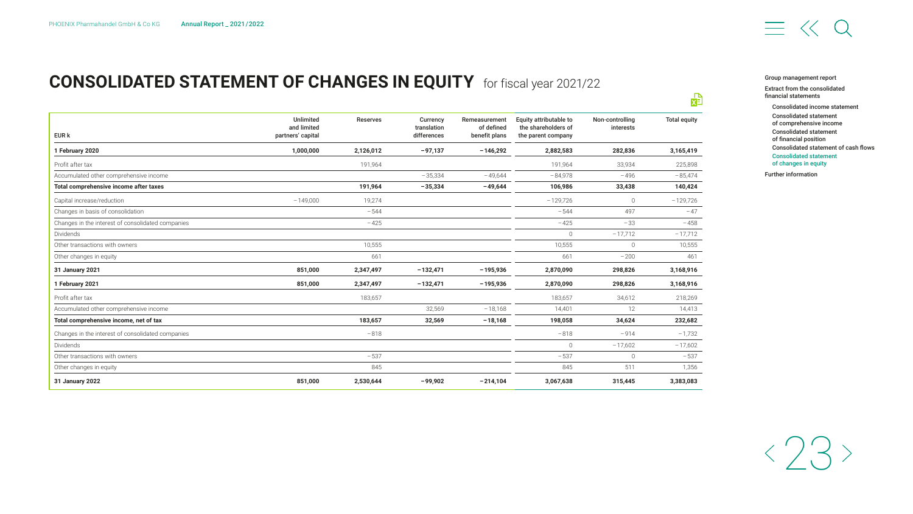# CONSOLIDATED STATEMENT OF CHANGES IN EQUITY for fiscal year 2021/22

| EUR k | Unlimited and limited partners' capital | Reserves | Currency translation differences | Remeasurement of defined benefit plans | Equity attributable to the shareholders of the parent company | Non-controlling interests | Total equity |
|---|---|---|---|---|---|---|---|
| **1 February 2020** | **1,000,000** | **2,126,012** | **−97,137** | **−146,292** | **2,882,583** | **282,836** | **3,165,419** |
| Profit after tax | | 191,964 | | | 191,964 | 33,934 | 225,898 |
| Accumulated other comprehensive income | | | −35,334 | −49,644 | −84,978 | −496 | −85,474 |
| **Total comprehensive income after taxes** | | **191,964** | **−35,334** | **−49,644** | **106,986** | **33,438** | **140,424** |
| Capital increase/reduction | −149,000 | 19,274 | | | −129,726 | 0 | −129,726 |
| Changes in basis of consolidation | | −544 | | | −544 | 497 | −47 |
| Changes in the interest of consolidated companies | | −425 | | | −425 | −33 | −458 |
| Dividends | | | | | 0 | −17,712 | −17,712 |
| Other transactions with owners | | 10,555 | | | 10,555 | 0 | 10,555 |
| Other changes in equity | | 661 | | | 661 | −200 | 461 |
| **31 January 2021** | **851,000** | **2,347,497** | **−132,471** | **−195,936** | **2,870,090** | **298,826** | **3,168,916** |
| **1 February 2021** | **851,000** | **2,347,497** | **−132,471** | **−195,936** | **2,870,090** | **298,826** | **3,168,916** |
| Profit after tax | | 183,657 | | | 183,657 | 34,612 | 218,269 |
| Accumulated other comprehensive income | | | 32,569 | −18,168 | 14,401 | 12 | 14,413 |
| **Total comprehensive income, net of tax** | | **183,657** | **32,569** | **−18,168** | **198,058** | **34,624** | **232,682** |
| Changes in the interest of consolidated companies | | −818 | | | −818 | −914 | −1,732 |
| Dividends | | | | | 0 | −17,602 | −17,602 |
| Other transactions with owners | | −537 | | | −537 | 0 | −537 |
| Other changes in equity | | 845 | | | 845 | 511 | 1,356 |
| **31 January 2022** | **851,000** | **2,530,644** | **−99,902** | **−214,104** | **3,067,638** | **315,445** | **3,383,083** |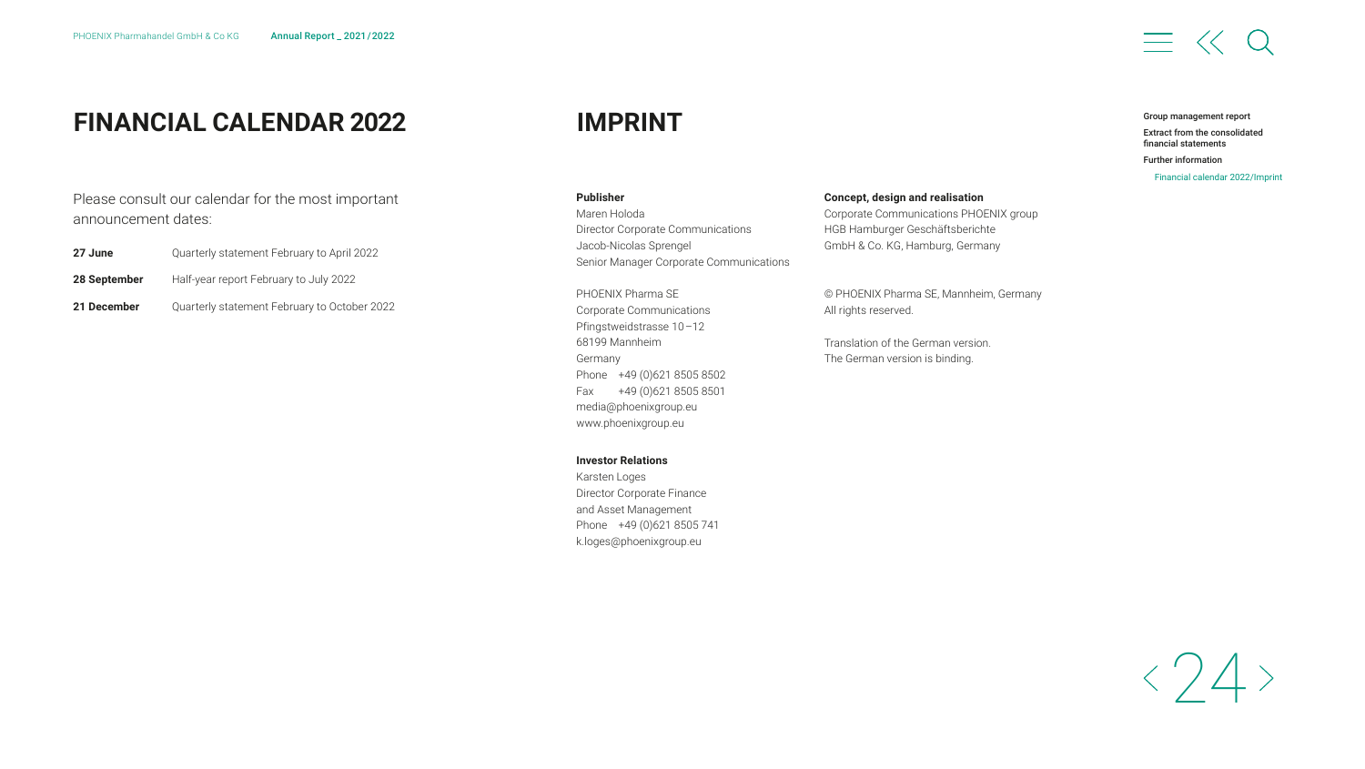# FINANCIAL CALENDAR 2022

Please consult our calendar for the most important announcement dates:

| | |
|---|---|
| **27 June** | Quarterly statement February to April 2022 |
| **28 September** | Half-year report February to July 2022 |
| **21 December** | Quarterly statement February to October 2022 |

# IMPRINT

**Publisher**
Maren Holoda
Director Corporate Communications
Jacob-Nicolas Sprengel
Senior Manager Corporate Communications

PHOENIX Pharma SE
Corporate Communications
Pfingstweidstrasse 10–12
68199 Mannheim
Germany
Phone +49 (0)621 8505 8502
Fax +49 (0)621 8505 8501
media@phoenixgroup.eu
www.phoenixgroup.eu

**Investor Relations**
Karsten Loges
Director Corporate Finance
and Asset Management
Phone +49 (0)621 8505 741
k.loges@phoenixgroup.eu

**Concept, design and realisation**
Corporate Communications PHOENIX group
HGB Hamburger Geschäftsberichte
GmbH & Co. KG, Hamburg, Germany

© PHOENIX Pharma SE, Mannheim, Germany
All rights reserved.

Translation of the German version.
The German version is binding.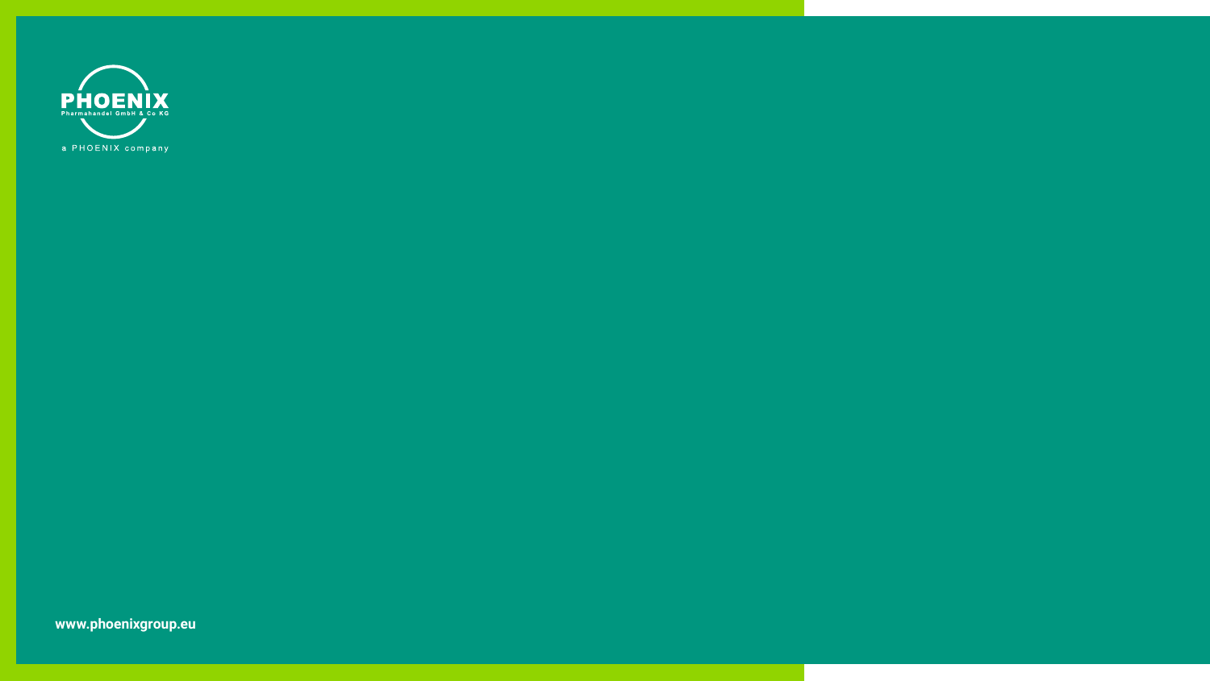PHOENIX

Pharmahandel GmbH & Co KG

a PHOENIX company

www.phoenixgroup.eu